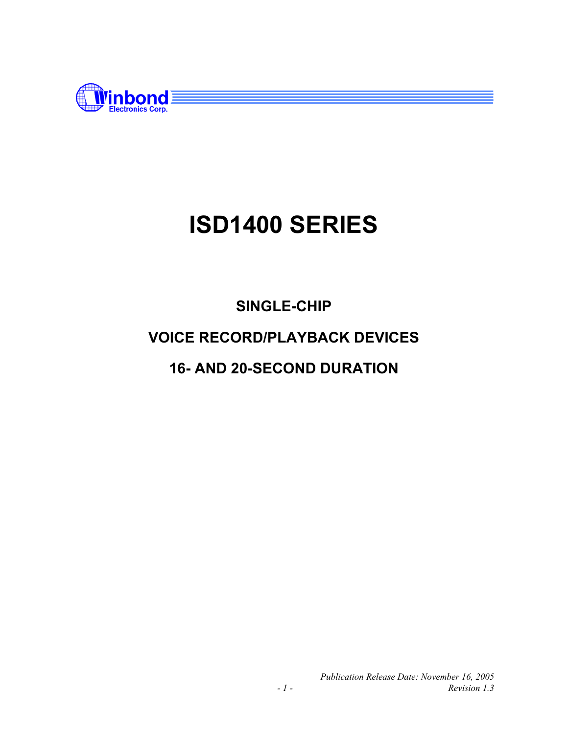Winbond Electronics Corp.

# ISD1400 SERIES

## SINGLE-CHIP

## VOICE RECORD/PLAYBACK DEVICES

## 16- AND 20-SECOND DURATION

*Publication Release Date: November 16, 2005*

*Revision 1.3*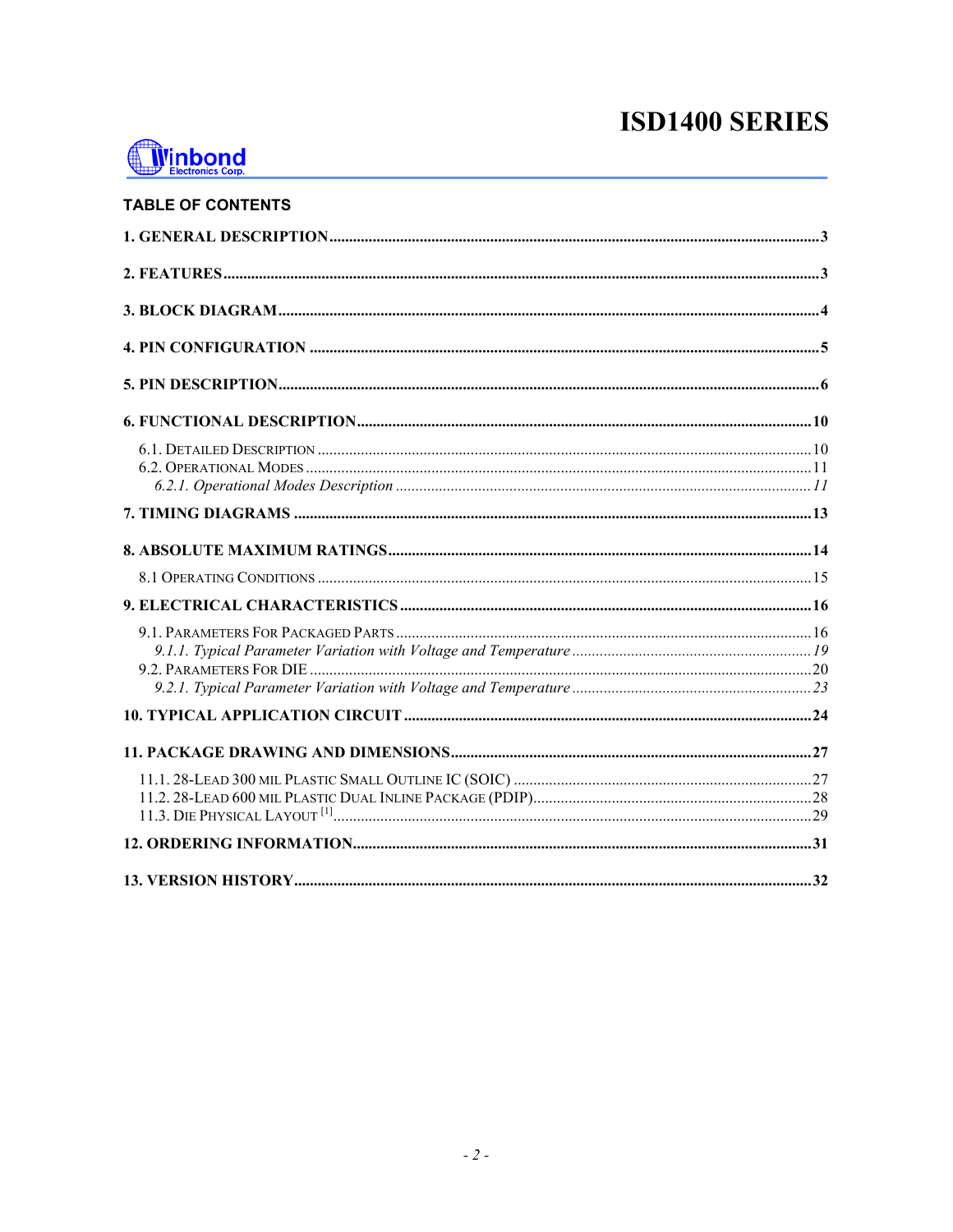## TABLE OF CONTENTS

**1. GENERAL DESCRIPTION** ........................................ **3**

**2. FEATURES** ........................................ **3**

**3. BLOCK DIAGRAM** ........................................ **4**

**4. PIN CONFIGURATION** ........................................ **5**

**5. PIN DESCRIPTION** ........................................ **6**

**6. FUNCTIONAL DESCRIPTION** ........................................ **10**

6.1. DETAILED DESCRIPTION ........................................ 10

6.2. OPERATIONAL MODES ........................................ 11

*6.2.1. Operational Modes Description* ........................................ *11*

**7. TIMING DIAGRAMS** ........................................ **13**

**8. ABSOLUTE MAXIMUM RATINGS** ........................................ **14**

8.1 OPERATING CONDITIONS ........................................ 15

**9. ELECTRICAL CHARACTERISTICS** ........................................ **16**

9.1. PARAMETERS FOR PACKAGED PARTS ........................................ 16

*9.1.1. Typical Parameter Variation with Voltage and Temperature* ........................................ *19*

9.2. PARAMETERS FOR DIE ........................................ 20

*9.2.1. Typical Parameter Variation with Voltage and Temperature* ........................................ *23*

**10. TYPICAL APPLICATION CIRCUIT** ........................................ **24**

**11. PACKAGE DRAWING AND DIMENSIONS** ........................................ **27**

11.1. 28-LEAD 300 MIL PLASTIC SMALL OUTLINE IC (SOIC) ........................................ 27

11.2. 28-LEAD 600 MIL PLASTIC DUAL INLINE PACKAGE (PDIP) ........................................ 28

11.3. DIE PHYSICAL LAYOUT [1] ........................................ 29

**12. ORDERING INFORMATION** ........................................ **31**

**13. VERSION HISTORY** ........................................ **32**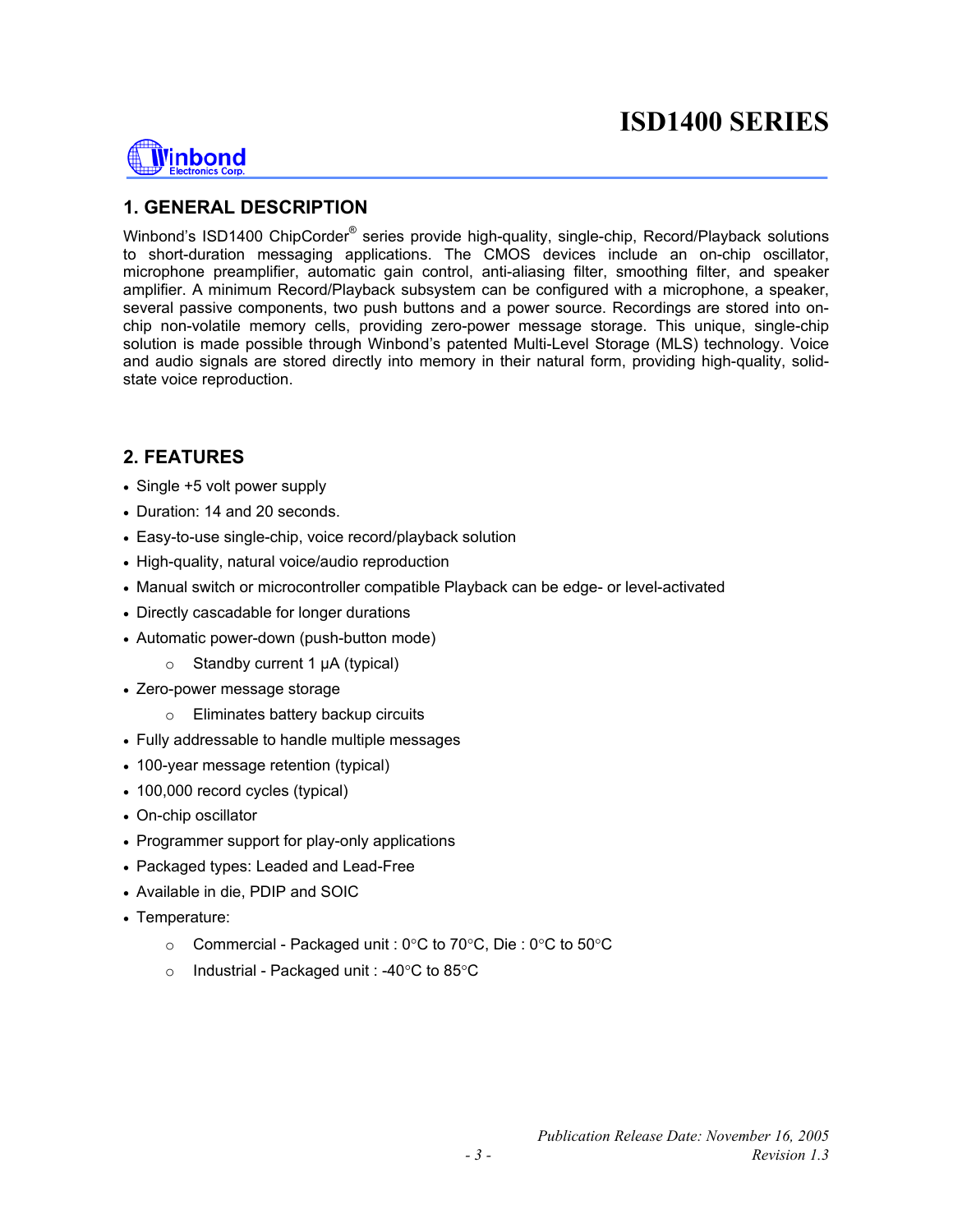# ISD1400 SERIES

## 1. GENERAL DESCRIPTION

Winbond's ISD1400 ChipCorder® series provide high-quality, single-chip, Record/Playback solutions to short-duration messaging applications. The CMOS devices include an on-chip oscillator, microphone preamplifier, automatic gain control, anti-aliasing filter, smoothing filter, and speaker amplifier. A minimum Record/Playback subsystem can be configured with a microphone, a speaker, several passive components, two push buttons and a power source. Recordings are stored into on-chip non-volatile memory cells, providing zero-power message storage. This unique, single-chip solution is made possible through Winbond's patented Multi-Level Storage (MLS) technology. Voice and audio signals are stored directly into memory in their natural form, providing high-quality, solid-state voice reproduction.

## 2. FEATURES

- Single +5 volt power supply
- Duration: 14 and 20 seconds.
- Easy-to-use single-chip, voice record/playback solution
- High-quality, natural voice/audio reproduction
- Manual switch or microcontroller compatible Playback can be edge- or level-activated
- Directly cascadable for longer durations
- Automatic power-down (push-button mode)
  - Standby current 1 µA (typical)
- Zero-power message storage
  - Eliminates battery backup circuits
- Fully addressable to handle multiple messages
- 100-year message retention (typical)
- 100,000 record cycles (typical)
- On-chip oscillator
- Programmer support for play-only applications
- Packaged types: Leaded and Lead-Free
- Available in die, PDIP and SOIC
- Temperature:
  - Commercial - Packaged unit : 0°C to 70°C, Die : 0°C to 50°C
  - Industrial - Packaged unit : -40°C to 85°C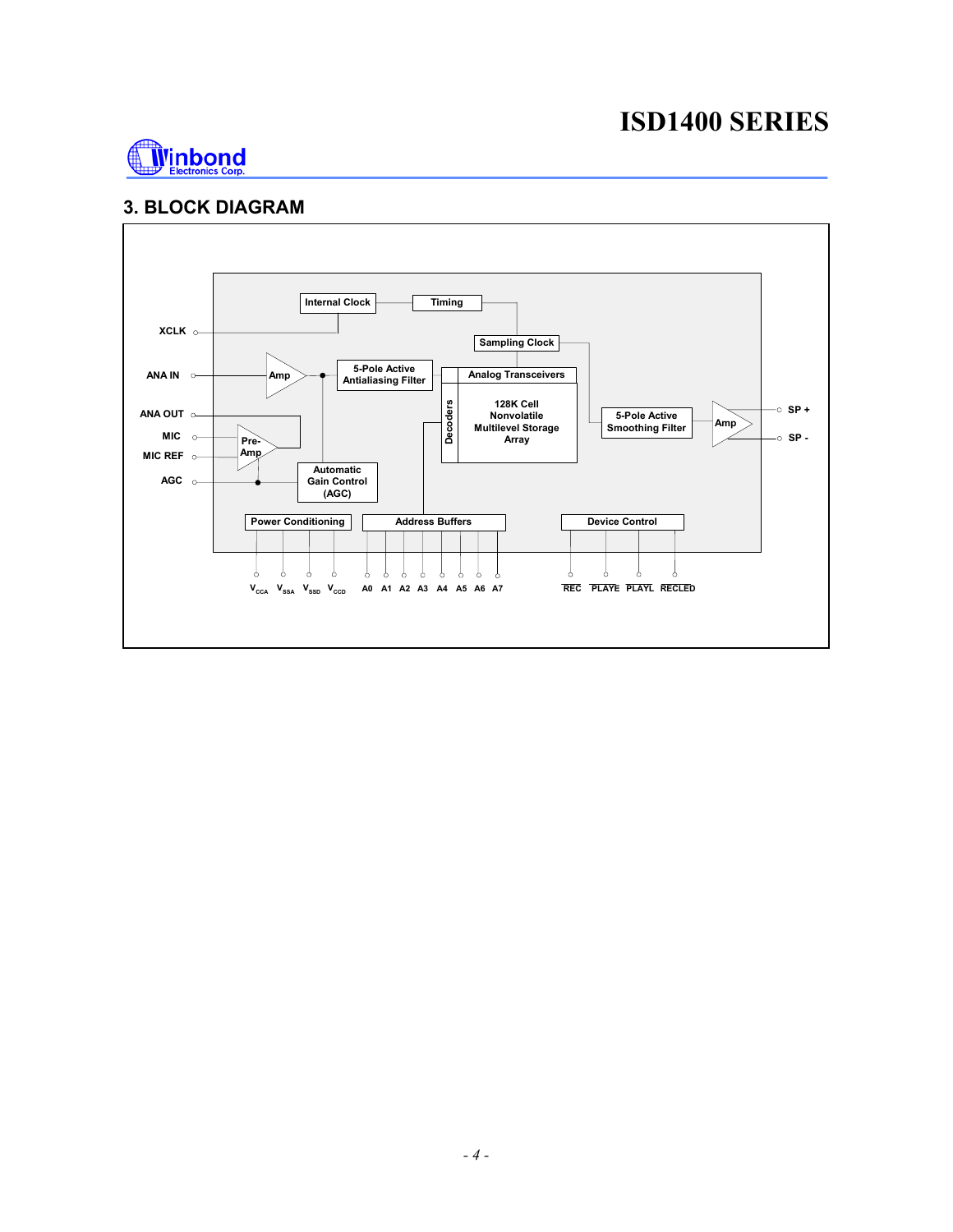## 3. BLOCK DIAGRAM

Internal Clock

Timing

XCLK

Sampling Clock

ANA IN

Amp

5-Pole Active Antialiasing Filter

Analog Transceivers

Decoders

128K Cell Nonvolatile Multilevel Storage Array

5-Pole Active Smoothing Filter

Amp

SP +

SP -

ANA OUT

MIC

Pre-Amp

MIC REF

AGC

Automatic Gain Control (AGC)

Power Conditioning

Address Buffers

Device Control

$V_{CCA}$ $V_{SSA}$ $V_{SSD}$ $V_{CCD}$ A0 A1 A2 A3 A4 A5 A6 A7 $\overline{REC}$ $\overline{PLAYE}$ $\overline{PLAYL}$ RECLED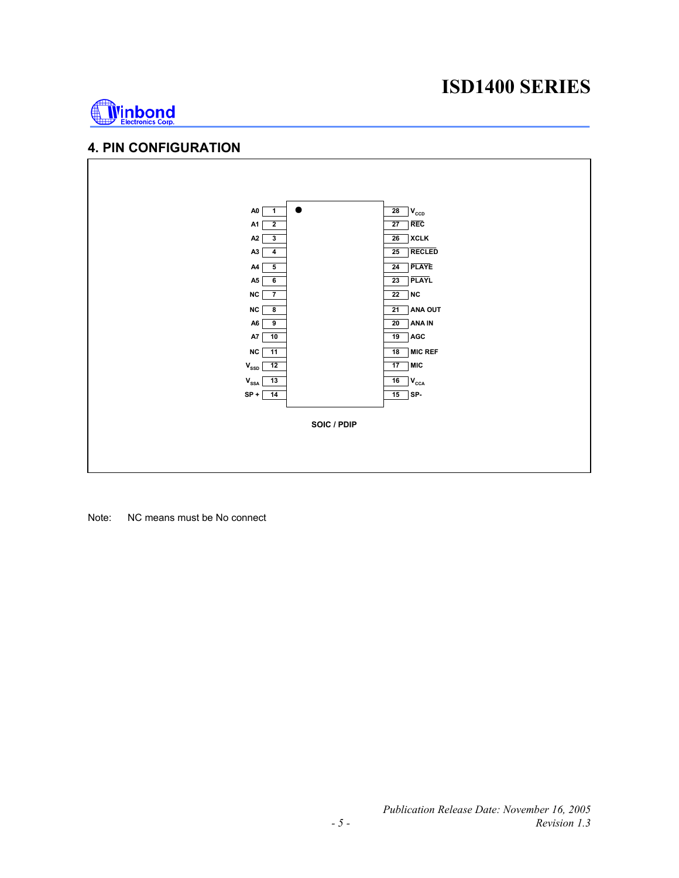## 4. PIN CONFIGURATION

| Pin Name | Pin | Pin | Pin Name |
|---|---|---|---|
| A0 | 1 | 28 | $V_{CCD}$ |
| A1 | 2 | 27 | REC |
| A2 | 3 | 26 | XCLK |
| A3 | 4 | 25 | RECLED |
| A4 | 5 | 24 | PLAYE |
| A5 | 6 | 23 | PLAYL |
| NC | 7 | 22 | NC |
| NC | 8 | 21 | ANA OUT |
| A6 | 9 | 20 | ANA IN |
| A7 | 10 | 19 | AGC |
| NC | 11 | 18 | MIC REF |
| $V_{SSD}$ | 12 | 17 | MIC |
| $V_{SSA}$ | 13 | 16 | $V_{CCA}$ |
| SP + | 14 | 15 | SP- |

SOIC / PDIP

Note: NC means must be No connect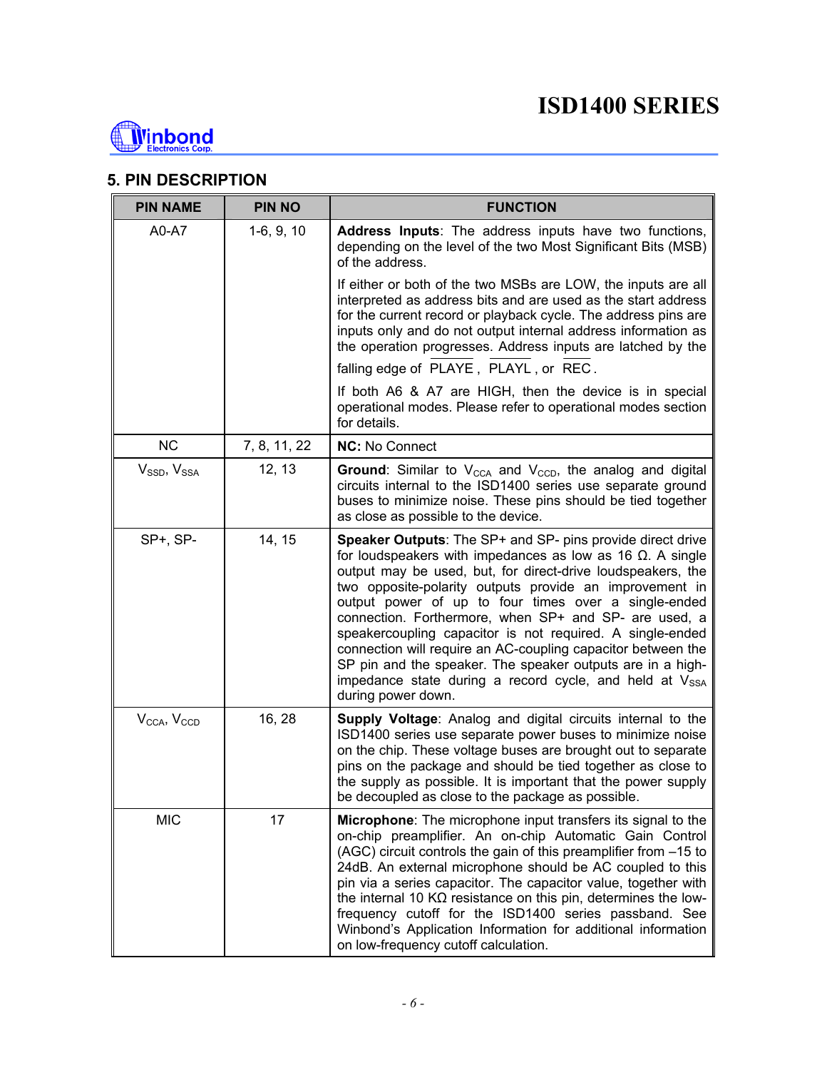## 5. PIN DESCRIPTION

| PIN NAME | PIN NO | FUNCTION |
|---|---|---|
| A0-A7 | 1-6, 9, 10 | **Address Inputs**: The address inputs have two functions, depending on the level of the two Most Significant Bits (MSB) of the address.<br><br>If either or both of the two MSBs are LOW, the inputs are all interpreted as address bits and are used as the start address for the current record or playback cycle. The address pins are inputs only and do not output internal address information as the operation progresses. Address inputs are latched by the falling edge of $\overline{\text{PLAYE}}$, $\overline{\text{PLAYL}}$, or $\overline{\text{REC}}$.<br><br>If both A6 & A7 are HIGH, then the device is in special operational modes. Please refer to operational modes section for details. |
| NC | 7, 8, 11, 22 | **NC:** No Connect |
| $V_{SSD}$, $V_{SSA}$ | 12, 13 | **Ground**: Similar to $V_{CCA}$ and $V_{CCD}$, the analog and digital circuits internal to the ISD1400 series use separate ground buses to minimize noise. These pins should be tied together as close as possible to the device. |
| SP+, SP- | 14, 15 | **Speaker Outputs**: The SP+ and SP- pins provide direct drive for loudspeakers with impedances as low as 16 Ω. A single output may be used, but, for direct-drive loudspeakers, the two opposite-polarity outputs provide an improvement in output power of up to four times over a single-ended connection. Forthermore, when SP+ and SP- are used, a speakercoupling capacitor is not required. A single-ended connection will require an AC-coupling capacitor between the SP pin and the speaker. The speaker outputs are in a high-impedance state during a record cycle, and held at $V_{SSA}$ during power down. |
| $V_{CCA}$, $V_{CCD}$ | 16, 28 | **Supply Voltage**: Analog and digital circuits internal to the ISD1400 series use separate power buses to minimize noise on the chip. These voltage buses are brought out to separate pins on the package and should be tied together as close to the supply as possible. It is important that the power supply be decoupled as close to the package as possible. |
| MIC | 17 | **Microphone**: The microphone input transfers its signal to the on-chip preamplifier. An on-chip Automatic Gain Control (AGC) circuit controls the gain of this preamplifier from –15 to 24dB. An external microphone should be AC coupled to this pin via a series capacitor. The capacitor value, together with the internal 10 KΩ resistance on this pin, determines the low-frequency cutoff for the ISD1400 series passband. See Winbond's Application Information for additional information on low-frequency cutoff calculation. |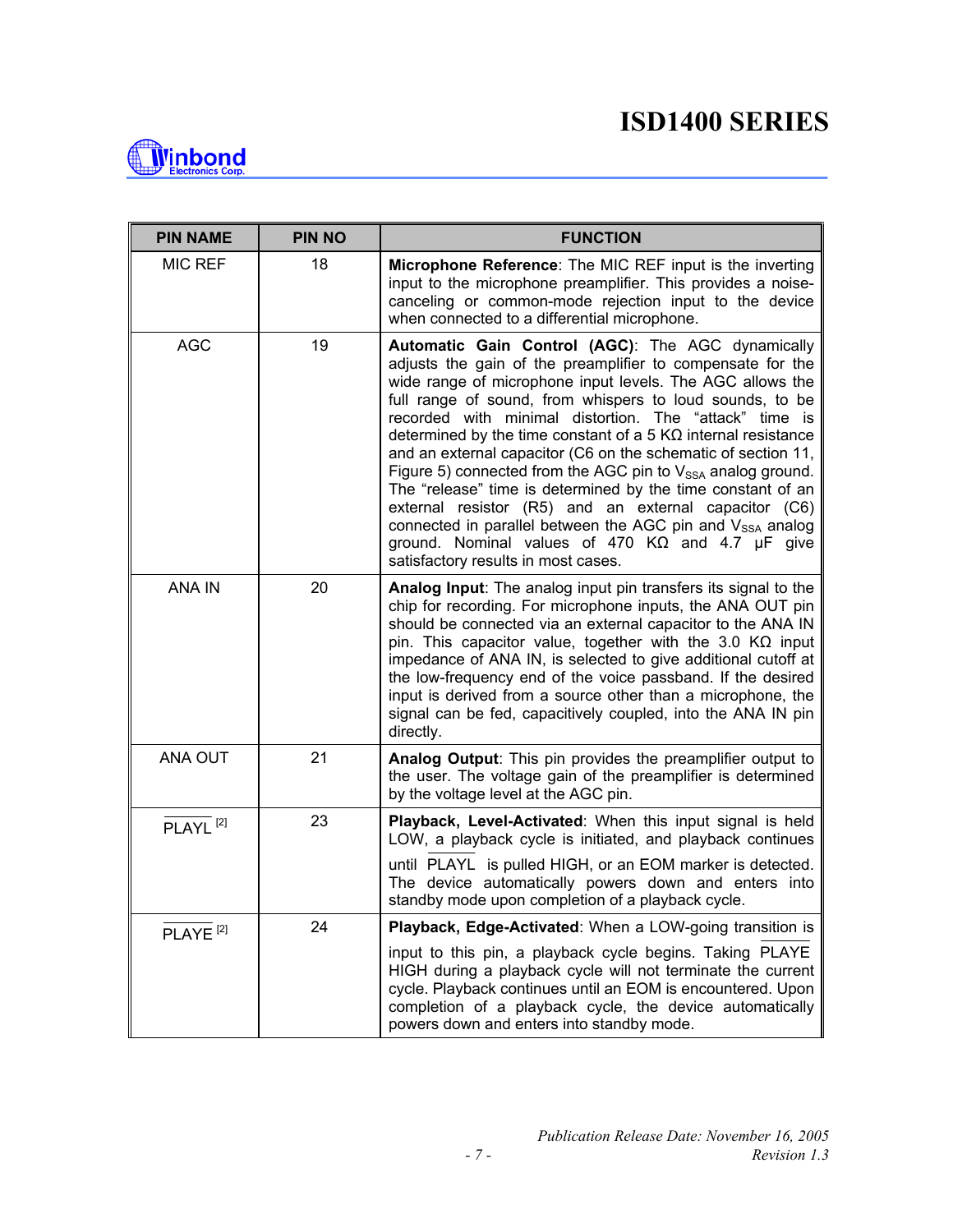| PIN NAME | PIN NO | FUNCTION |
|---|---|---|
| MIC REF | 18 | **Microphone Reference**: The MIC REF input is the inverting input to the microphone preamplifier. This provides a noise-canceling or common-mode rejection input to the device when connected to a differential microphone. |
| AGC | 19 | **Automatic Gain Control (AGC)**: The AGC dynamically adjusts the gain of the preamplifier to compensate for the wide range of microphone input levels. The AGC allows the full range of sound, from whispers to loud sounds, to be recorded with minimal distortion. The "attack" time is determined by the time constant of a 5 KΩ internal resistance and an external capacitor (C6 on the schematic of section 11, Figure 5) connected from the AGC pin to $V_{SSA}$ analog ground. The "release" time is determined by the time constant of an external resistor (R5) and an external capacitor (C6) connected in parallel between the AGC pin and $V_{SSA}$ analog ground. Nominal values of 470 KΩ and 4.7 µF give satisfactory results in most cases. |
| ANA IN | 20 | **Analog Input**: The analog input pin transfers its signal to the chip for recording. For microphone inputs, the ANA OUT pin should be connected via an external capacitor to the ANA IN pin. This capacitor value, together with the 3.0 KΩ input impedance of ANA IN, is selected to give additional cutoff at the low-frequency end of the voice passband. If the desired input is derived from a source other than a microphone, the signal can be fed, capacitively coupled, into the ANA IN pin directly. |
| ANA OUT | 21 | **Analog Output**: This pin provides the preamplifier output to the user. The voltage gain of the preamplifier is determined by the voltage level at the AGC pin. |
| $\overline{\text{PLAYL}}$ [2] | 23 | **Playback, Level-Activated**: When this input signal is held LOW, a playback cycle is initiated, and playback continues until $\overline{\text{PLAYL}}$ is pulled HIGH, or an EOM marker is detected. The device automatically powers down and enters into standby mode upon completion of a playback cycle. |
| $\overline{\text{PLAYE}}$ [2] | 24 | **Playback, Edge-Activated**: When a LOW-going transition is input to this pin, a playback cycle begins. Taking $\overline{\text{PLAYE}}$ HIGH during a playback cycle will not terminate the current cycle. Playback continues until an EOM is encountered. Upon completion of a playback cycle, the device automatically powers down and enters into standby mode. |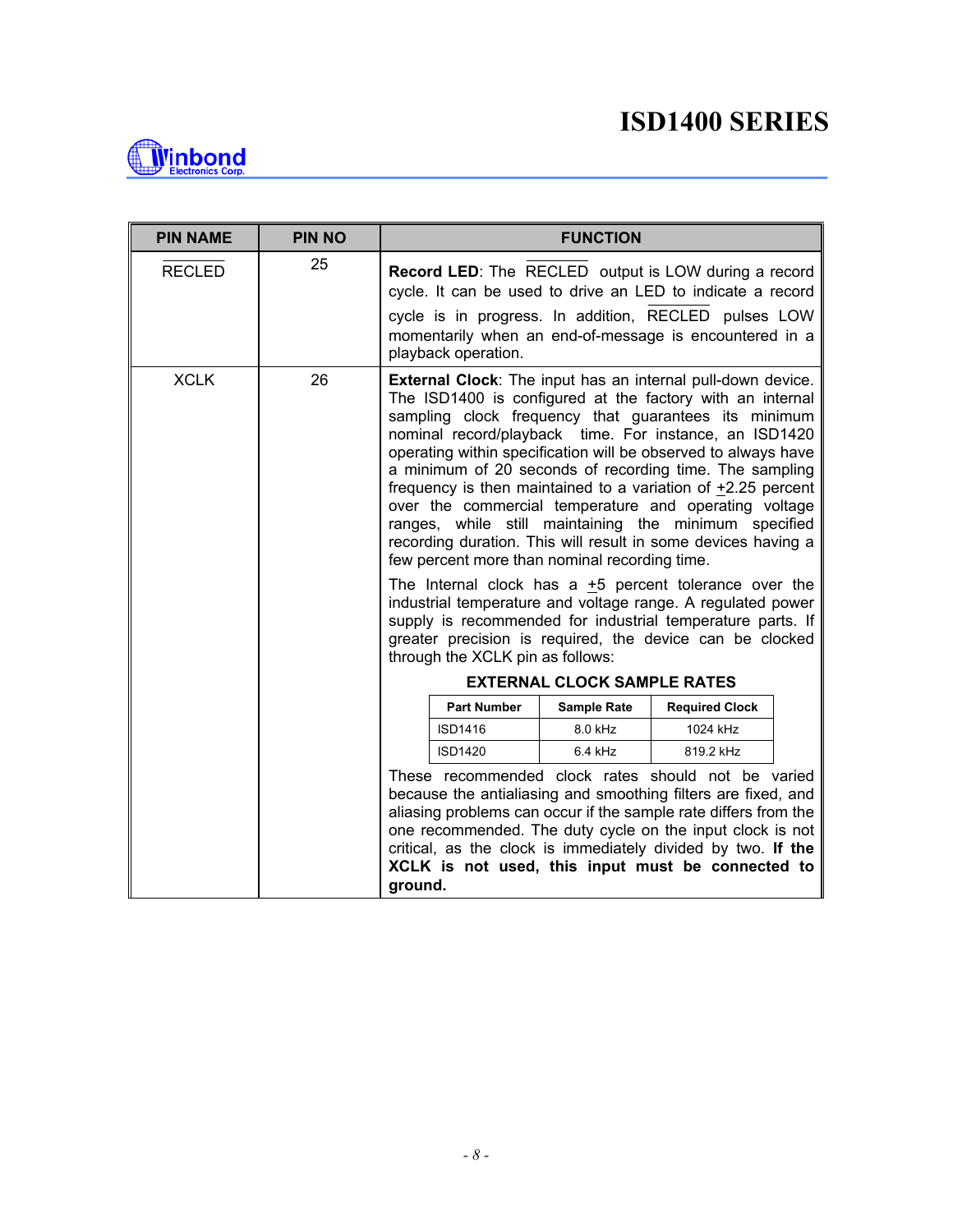| PIN NAME | PIN NO | FUNCTION |
|---|---|---|
| $\overline{\text{RECLED}}$ | 25 | **Record LED**: The $\overline{\text{RECLED}}$ output is LOW during a record cycle. It can be used to drive an LED to indicate a record cycle is in progress. In addition, $\overline{\text{RECLED}}$ pulses LOW momentarily when an end-of-message is encountered in a playback operation. |
| XCLK | 26 | **External Clock**: The input has an internal pull-down device. The ISD1400 is configured at the factory with an internal sampling clock frequency that guarantees its minimum nominal record/playback time. For instance, an ISD1420 operating within specification will be observed to always have a minimum of 20 seconds of recording time. The sampling frequency is then maintained to a variation of ±2.25 percent over the commercial temperature and operating voltage ranges, while still maintaining the minimum specified recording duration. This will result in some devices having a few percent more than nominal recording time.<br><br>The Internal clock has a ±5 percent tolerance over the industrial temperature and voltage range. A regulated power supply is recommended for industrial temperature parts. If greater precision is required, the device can be clocked through the XCLK pin as follows:<br><br>**EXTERNAL CLOCK SAMPLE RATES**<br><br>Part Number / Sample Rate / Required Clock:<br>ISD1416 / 8.0 kHz / 1024 kHz<br>ISD1420 / 6.4 kHz / 819.2 kHz<br><br>These recommended clock rates should not be varied because the antialiasing and smoothing filters are fixed, and aliasing problems can occur if the sample rate differs from the one recommended. The duty cycle on the input clock is not critical, as the clock is immediately divided by two. **If the XCLK is not used, this input must be connected to ground.** |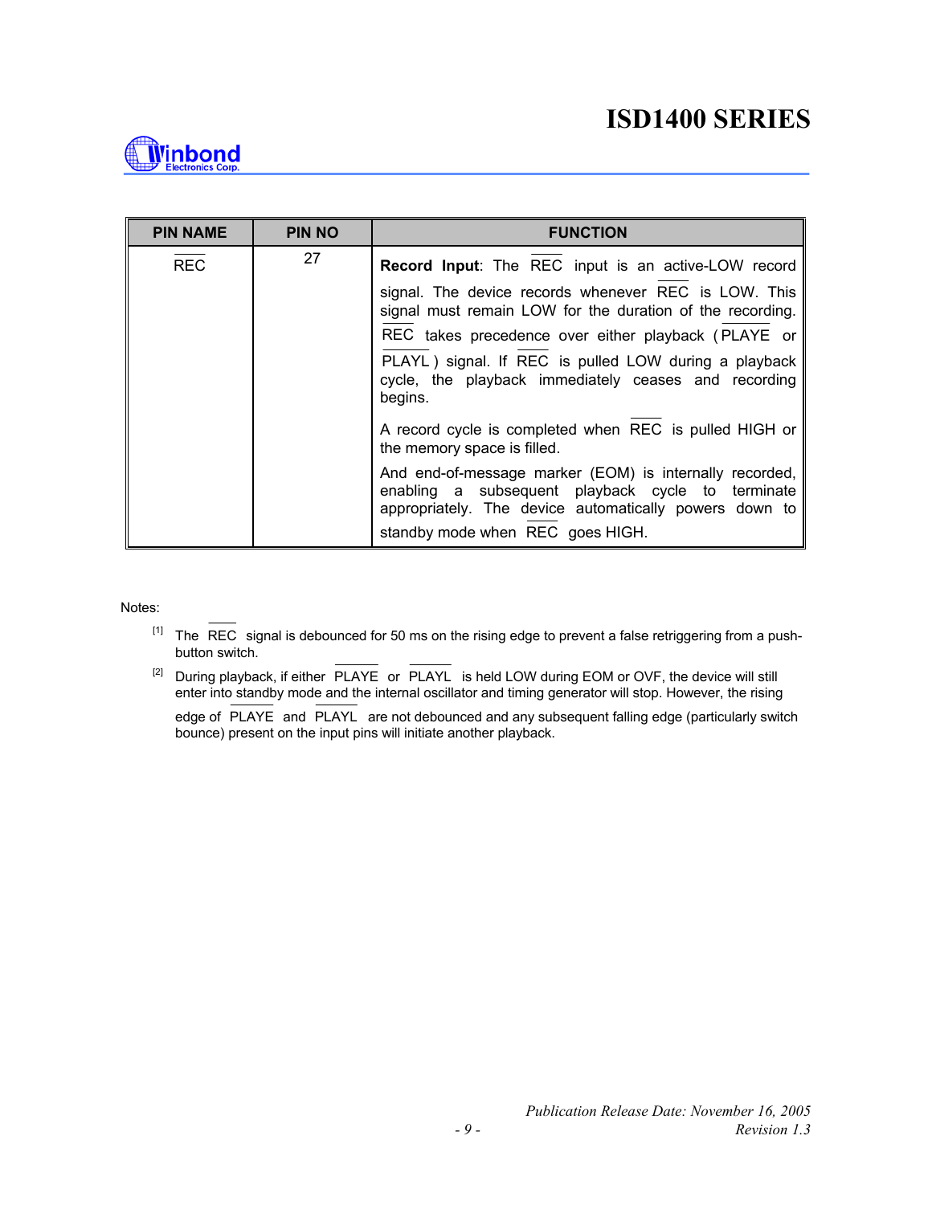| PIN NAME | PIN NO | FUNCTION |
| --- | --- | --- |
| $\overline{REC}$ | 27 | **Record Input**: The $\overline{REC}$ input is an active-LOW record signal. The device records whenever $\overline{REC}$ is LOW. This signal must remain LOW for the duration of the recording. $\overline{REC}$ takes precedence over either playback ($\overline{PLAYE}$ or $\overline{PLAYL}$) signal. If $\overline{REC}$ is pulled LOW during a playback cycle, the playback immediately ceases and recording begins.<br><br>A record cycle is completed when $\overline{REC}$ is pulled HIGH or the memory space is filled.<br><br>And end-of-message marker (EOM) is internally recorded, enabling a subsequent playback cycle to terminate appropriately. The device automatically powers down to standby mode when $\overline{REC}$ goes HIGH. |

Notes:

[1] The $\overline{REC}$ signal is debounced for 50 ms on the rising edge to prevent a false retriggering from a push-button switch.

[2] During playback, if either $\overline{PLAYE}$ or $\overline{PLAYL}$ is held LOW during EOM or OVF, the device will still enter into standby mode and the internal oscillator and timing generator will stop. However, the rising edge of $\overline{PLAYE}$ and $\overline{PLAYL}$ are not debounced and any subsequent falling edge (particularly switch bounce) present on the input pins will initiate another playback.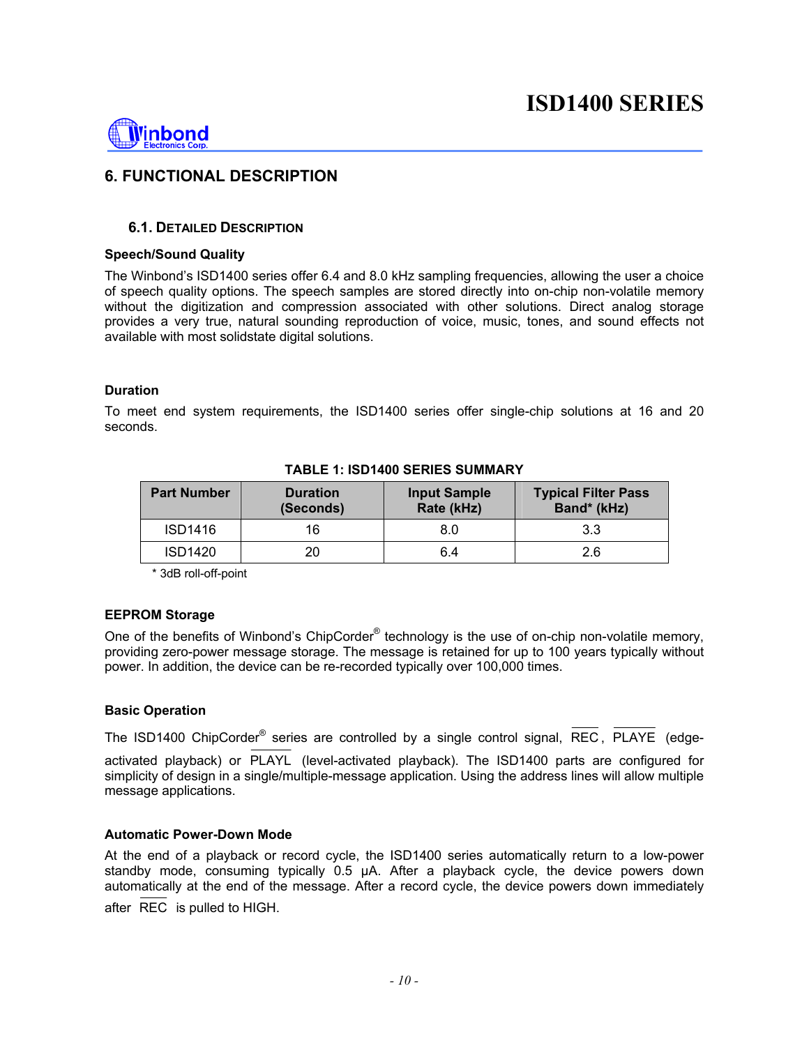## 6. FUNCTIONAL DESCRIPTION

### 6.1. DETAILED DESCRIPTION

**Speech/Sound Quality**

The Winbond's ISD1400 series offer 6.4 and 8.0 kHz sampling frequencies, allowing the user a choice of speech quality options. The speech samples are stored directly into on-chip non-volatile memory without the digitization and compression associated with other solutions. Direct analog storage provides a very true, natural sounding reproduction of voice, music, tones, and sound effects not available with most solidstate digital solutions.

**Duration**

To meet end system requirements, the ISD1400 series offer single-chip solutions at 16 and 20 seconds.

**TABLE 1: ISD1400 SERIES SUMMARY**

| Part Number | Duration (Seconds) | Input Sample Rate (kHz) | Typical Filter Pass Band* (kHz) |
|---|---|---|---|
| ISD1416 | 16 | 8.0 | 3.3 |
| ISD1420 | 20 | 6.4 | 2.6 |

\* 3dB roll-off-point

**EEPROM Storage**

One of the benefits of Winbond's ChipCorder® technology is the use of on-chip non-volatile memory, providing zero-power message storage. The message is retained for up to 100 years typically without power. In addition, the device can be re-recorded typically over 100,000 times.

**Basic Operation**

The ISD1400 ChipCorder® series are controlled by a single control signal, $\overline{\text{REC}}$, $\overline{\text{PLAYE}}$ (edge-activated playback) or $\overline{\text{PLAYL}}$ (level-activated playback). The ISD1400 parts are configured for simplicity of design in a single/multiple-message application. Using the address lines will allow multiple message applications.

**Automatic Power-Down Mode**

At the end of a playback or record cycle, the ISD1400 series automatically return to a low-power standby mode, consuming typically 0.5 µA. After a playback cycle, the device powers down automatically at the end of the message. After a record cycle, the device powers down immediately after $\overline{\text{REC}}$ is pulled to HIGH.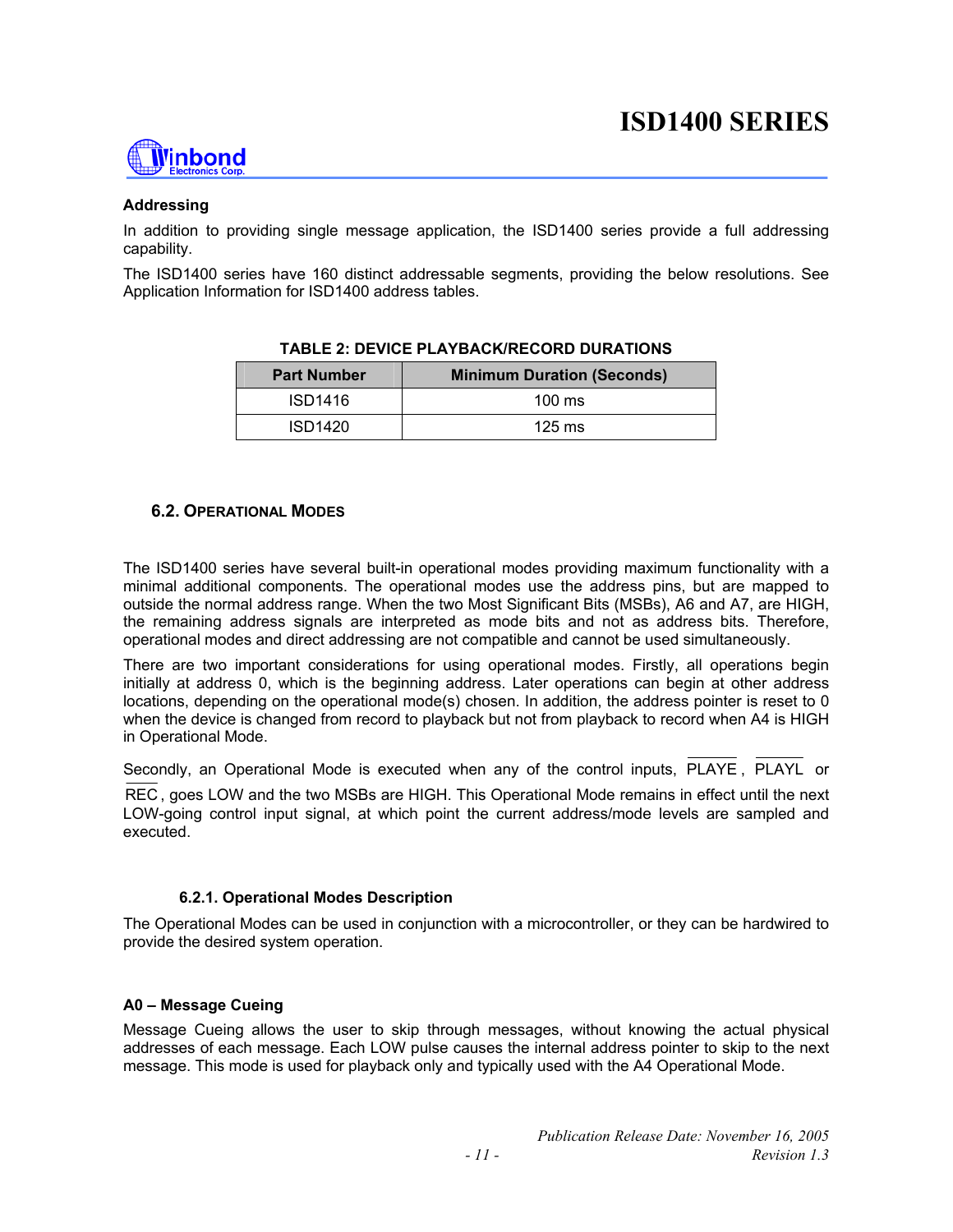### Addressing

In addition to providing single message application, the ISD1400 series provide a full addressing capability.

The ISD1400 series have 160 distinct addressable segments, providing the below resolutions. See Application Information for ISD1400 address tables.

**TABLE 2: DEVICE PLAYBACK/RECORD DURATIONS**

| Part Number | Minimum Duration (Seconds) |
|---|---|
| ISD1416 | 100 ms |
| ISD1420 | 125 ms |

## 6.2. OPERATIONAL MODES

The ISD1400 series have several built-in operational modes providing maximum functionality with a minimal additional components. The operational modes use the address pins, but are mapped to outside the normal address range. When the two Most Significant Bits (MSBs), A6 and A7, are HIGH, the remaining address signals are interpreted as mode bits and not as address bits. Therefore, operational modes and direct addressing are not compatible and cannot be used simultaneously.

There are two important considerations for using operational modes. Firstly, all operations begin initially at address 0, which is the beginning address. Later operations can begin at other address locations, depending on the operational mode(s) chosen. In addition, the address pointer is reset to 0 when the device is changed from record to playback but not from playback to record when A4 is HIGH in Operational Mode.

Secondly, an Operational Mode is executed when any of the control inputs, $\overline{\text{PLAYE}}$, $\overline{\text{PLAYL}}$ or $\overline{\text{REC}}$, goes LOW and the two MSBs are HIGH. This Operational Mode remains in effect until the next LOW-going control input signal, at which point the current address/mode levels are sampled and executed.

### 6.2.1. Operational Modes Description

The Operational Modes can be used in conjunction with a microcontroller, or they can be hardwired to provide the desired system operation.

### A0 – Message Cueing

Message Cueing allows the user to skip through messages, without knowing the actual physical addresses of each message. Each LOW pulse causes the internal address pointer to skip to the next message. This mode is used for playback only and typically used with the A4 Operational Mode.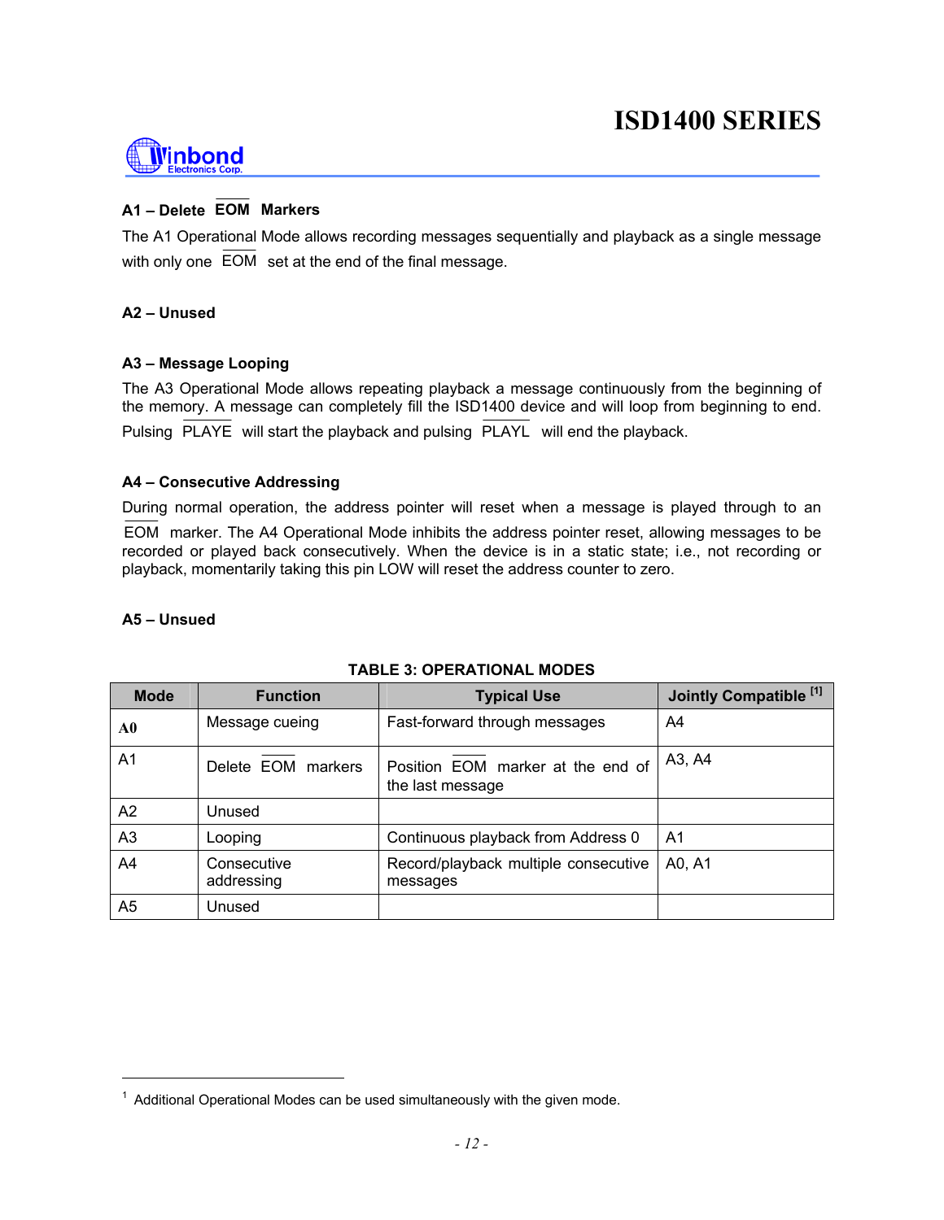### A1 – Delete $\overline{\text{EOM}}$ Markers

The A1 Operational Mode allows recording messages sequentially and playback as a single message with only one $\overline{\text{EOM}}$ set at the end of the final message.

### A2 – Unused

### A3 – Message Looping

The A3 Operational Mode allows repeating playback a message continuously from the beginning of the memory. A message can completely fill the ISD1400 device and will loop from beginning to end. Pulsing $\overline{\text{PLAYE}}$ will start the playback and pulsing $\overline{\text{PLAYL}}$ will end the playback.

### A4 – Consecutive Addressing

During normal operation, the address pointer will reset when a message is played through to an $\overline{\text{EOM}}$ marker. The A4 Operational Mode inhibits the address pointer reset, allowing messages to be recorded or played back consecutively. When the device is in a static state; i.e., not recording or playback, momentarily taking this pin LOW will reset the address counter to zero.

### A5 – Unsued

**TABLE 3: OPERATIONAL MODES**

| Mode | Function | Typical Use | Jointly Compatible [1] |
|---|---|---|---|
| A0 | Message cueing | Fast-forward through messages | A4 |
| A1 | Delete $\overline{\text{EOM}}$ markers | Position $\overline{\text{EOM}}$ marker at the end of the last message | A3, A4 |
| A2 | Unused | | |
| A3 | Looping | Continuous playback from Address 0 | A1 |
| A4 | Consecutive addressing | Record/playback multiple consecutive messages | A0, A1 |
| A5 | Unused | | |

[1] Additional Operational Modes can be used simultaneously with the given mode.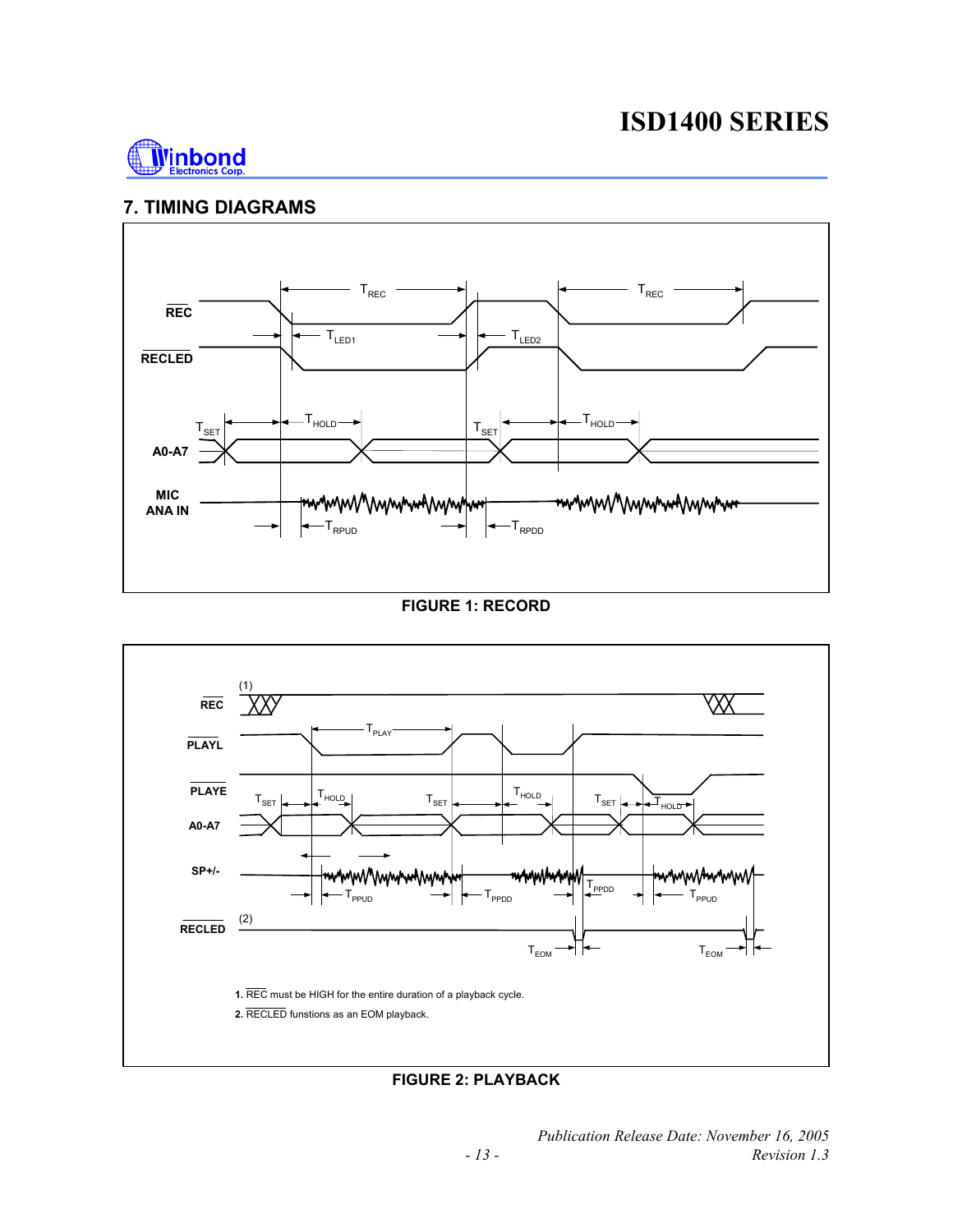## 7. TIMING DIAGRAMS

**FIGURE 1: RECORD**

1. $\overline{\text{REC}}$ must be HIGH for the entire duration of a playback cycle.
2. $\overline{\text{RECLED}}$ functions as an EOM playback.

**FIGURE 2: PLAYBACK**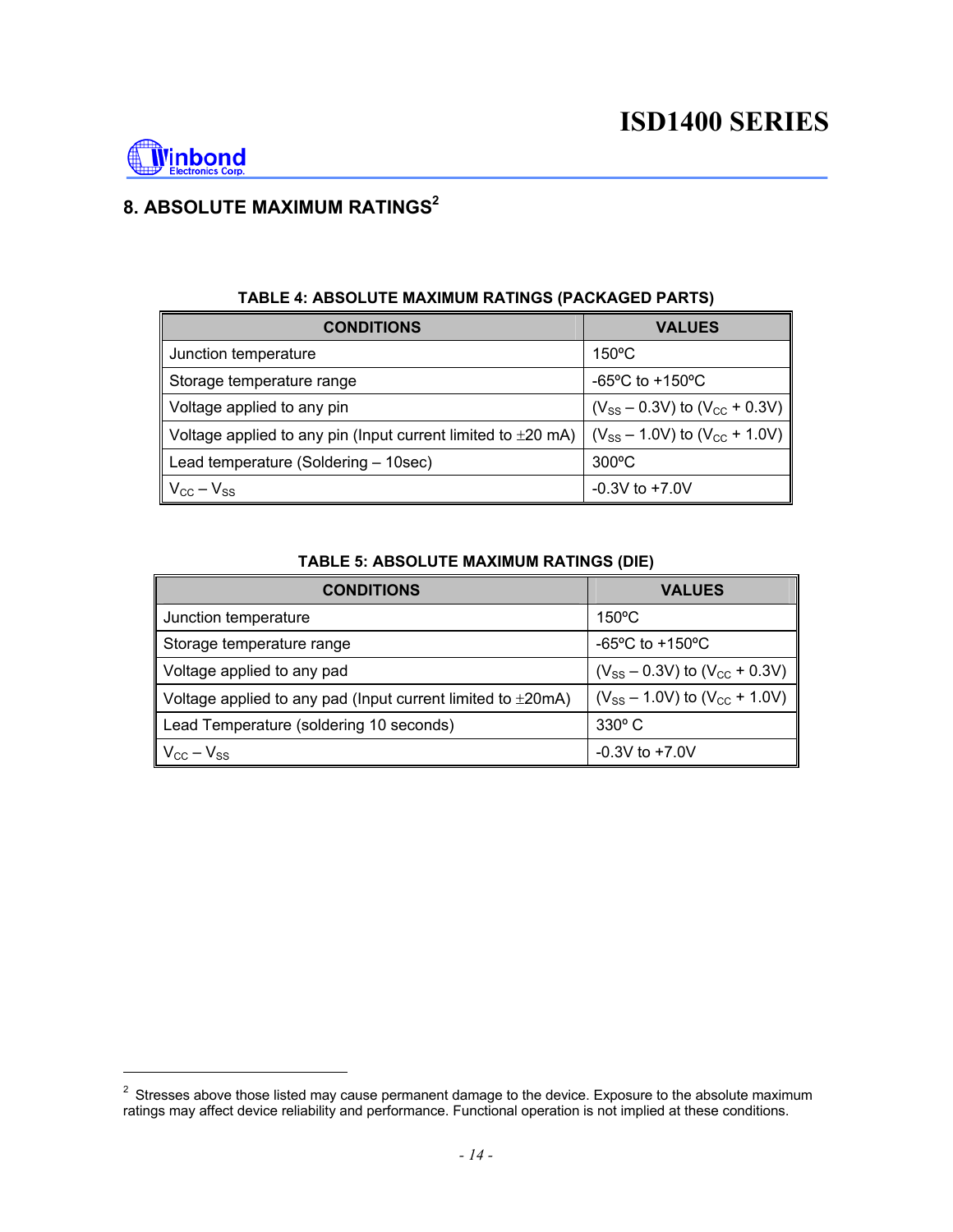## 8. ABSOLUTE MAXIMUM RATINGS[2]

**TABLE 4: ABSOLUTE MAXIMUM RATINGS (PACKAGED PARTS)**

| CONDITIONS | VALUES |
|---|---|
| Junction temperature | 150ºC |
| Storage temperature range | -65ºC to +150ºC |
| Voltage applied to any pin | $(V_{SS} – 0.3V)$ to $(V_{CC} + 0.3V)$ |
| Voltage applied to any pin (Input current limited to ±20 mA) | $(V_{SS} – 1.0V)$ to $(V_{CC} + 1.0V)$ |
| Lead temperature (Soldering – 10sec) | 300ºC |
| $V_{CC} – V_{SS}$ | -0.3V to +7.0V |

**TABLE 5: ABSOLUTE MAXIMUM RATINGS (DIE)**

| CONDITIONS | VALUES |
|---|---|
| Junction temperature | 150ºC |
| Storage temperature range | -65ºC to +150ºC |
| Voltage applied to any pad | $(V_{SS} – 0.3V)$ to $(V_{CC} + 0.3V)$ |
| Voltage applied to any pad (Input current limited to ±20mA) | $(V_{SS} – 1.0V)$ to $(V_{CC} + 1.0V)$ |
| Lead Temperature (soldering 10 seconds) | 330º C |
| $V_{CC} – V_{SS}$ | -0.3V to +7.0V |

[2] Stresses above those listed may cause permanent damage to the device. Exposure to the absolute maximum ratings may affect device reliability and performance. Functional operation is not implied at these conditions.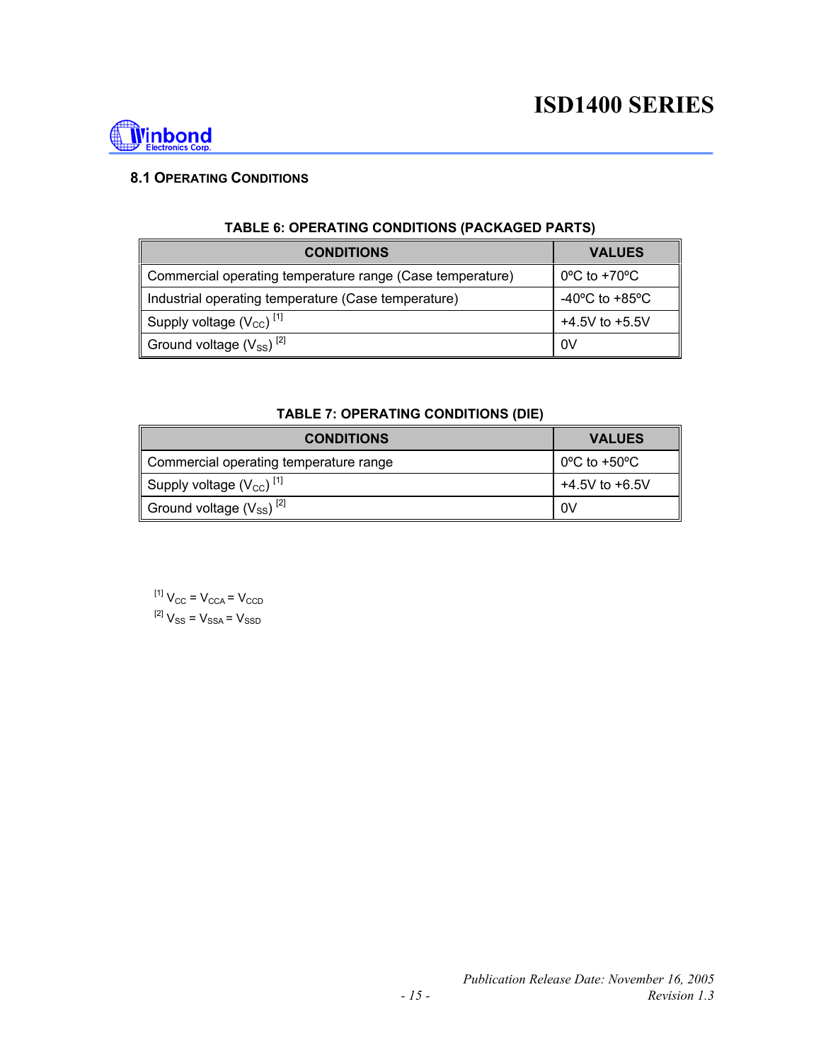## 8.1 OPERATING CONDITIONS

**TABLE 6: OPERATING CONDITIONS (PACKAGED PARTS)**

| CONDITIONS | VALUES |
|---|---|
| Commercial operating temperature range (Case temperature) | 0ºC to +70ºC |
| Industrial operating temperature (Case temperature) | -40ºC to +85ºC |
| Supply voltage ($V_{CC}$) [1] | +4.5V to +5.5V |
| Ground voltage ($V_{SS}$) [2] | 0V |

**TABLE 7: OPERATING CONDITIONS (DIE)**

| CONDITIONS | VALUES |
|---|---|
| Commercial operating temperature range | 0ºC to +50ºC |
| Supply voltage ($V_{CC}$) [1] | +4.5V to +6.5V |
| Ground voltage ($V_{SS}$) [2] | 0V |

[1] $V_{CC} = V_{CCA} = V_{CCD}$

[2] $V_{SS} = V_{SSA} = V_{SSD}$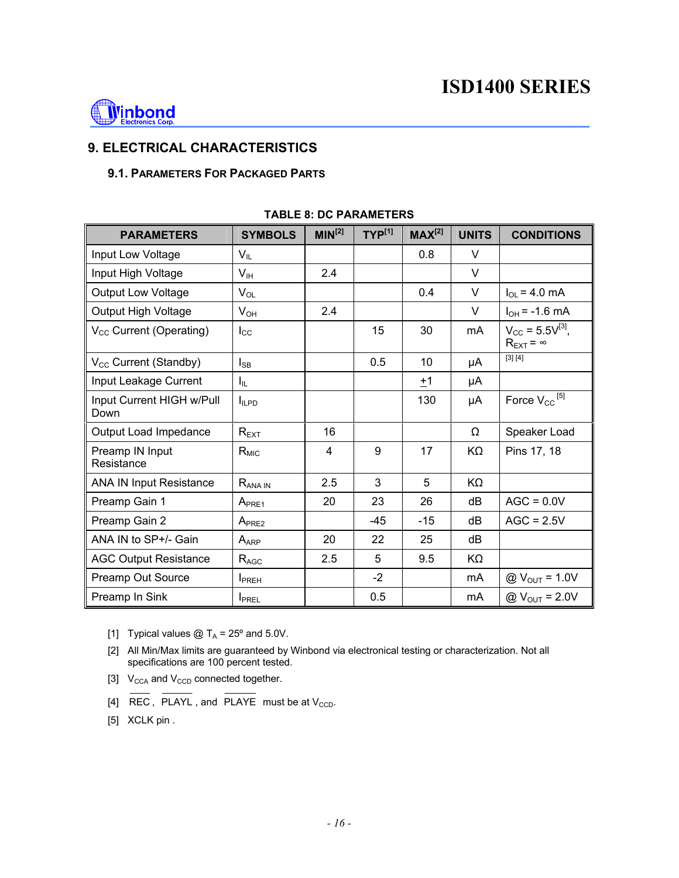## 9. ELECTRICAL CHARACTERISTICS

### 9.1. Parameters For Packaged Parts

**TABLE 8: DC PARAMETERS**

| PARAMETERS | SYMBOLS | MIN[2] | TYP[1] | MAX[2] | UNITS | CONDITIONS |
|---|---|---|---|---|---|---|
| Input Low Voltage | $V_{IL}$ | | | 0.8 | V | |
| Input High Voltage | $V_{IH}$ | 2.4 | | | V | |
| Output Low Voltage | $V_{OL}$ | | | 0.4 | V | $I_{OL}$ = 4.0 mA |
| Output High Voltage | $V_{OH}$ | 2.4 | | | V | $I_{OH}$ = -1.6 mA |
| $V_{CC}$ Current (Operating) | $I_{CC}$ | | 15 | 30 | mA | $V_{CC}$ = 5.5V[3], $R_{EXT} = \infty$ |
| $V_{CC}$ Current (Standby) | $I_{SB}$ | | 0.5 | 10 | µA | [3] [4] |
| Input Leakage Current | $I_{IL}$ | | | ±1 | µA | |
| Input Current HIGH w/Pull Down | $I_{ILPD}$ | | | 130 | µA | Force $V_{CC}$ [5] |
| Output Load Impedance | $R_{EXT}$ | 16 | | | Ω | Speaker Load |
| Preamp IN Input Resistance | $R_{MIC}$ | 4 | 9 | 17 | KΩ | Pins 17, 18 |
| ANA IN Input Resistance | $R_{ANA\ IN}$ | 2.5 | 3 | 5 | KΩ | |
| Preamp Gain 1 | $A_{PRE1}$ | 20 | 23 | 26 | dB | AGC = 0.0V |
| Preamp Gain 2 | $A_{PRE2}$ | | -45 | -15 | dB | AGC = 2.5V |
| ANA IN to SP+/- Gain | $A_{ARP}$ | 20 | 22 | 25 | dB | |
| AGC Output Resistance | $R_{AGC}$ | 2.5 | 5 | 9.5 | KΩ | |
| Preamp Out Source | $I_{PREH}$ | | -2 | | mA | @ $V_{OUT}$ = 1.0V |
| Preamp In Sink | $I_{PREL}$ | | 0.5 | | mA | @ $V_{OUT}$ = 2.0V |

[1] Typical values @ $T_A$ = 25º and 5.0V.

[2] All Min/Max limits are guaranteed by Winbond via electronical testing or characterization. Not all specifications are 100 percent tested.

[3] $V_{CCA}$ and $V_{CCD}$ connected together.

[4] $\overline{REC}$, $\overline{PLAYL}$, and $\overline{PLAYE}$ must be at $V_{CCD}$.

[5] XCLK pin .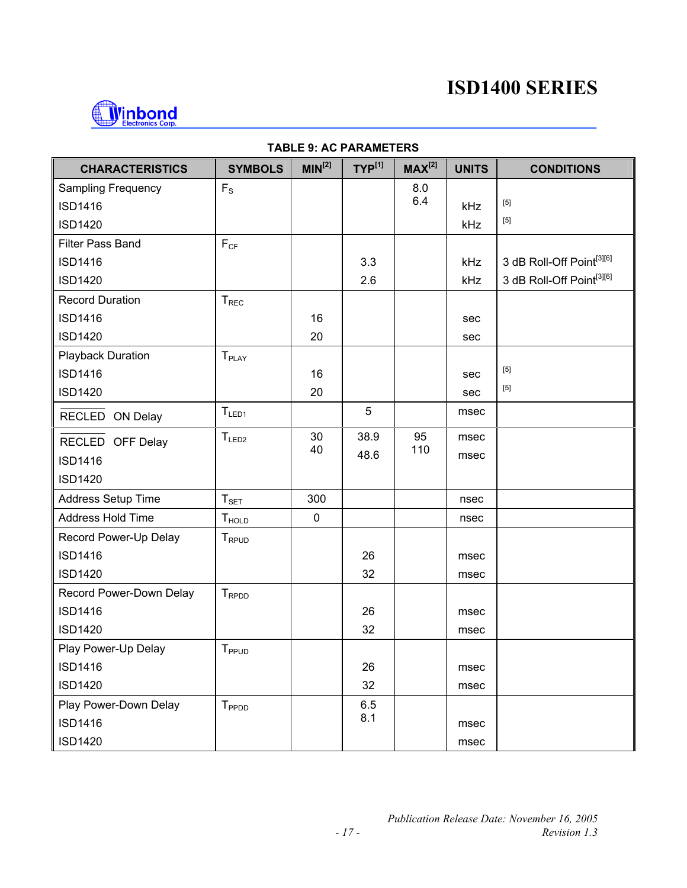**TABLE 9: AC PARAMETERS**

| CHARACTERISTICS | SYMBOLS | MIN[2] | TYP[1] | MAX[2] | UNITS | CONDITIONS |
|---|---|---|---|---|---|---|
| Sampling Frequency | $F_S$ | | | | | |
| ISD1416 | | | | 8.0 | kHz | [5] |
| ISD1420 | | | | 6.4 | kHz | [5] |
| Filter Pass Band | $F_{CF}$ | | | | | |
| ISD1416 | | | 3.3 | | kHz | 3 dB Roll-Off Point[3][6] |
| ISD1420 | | | 2.6 | | kHz | 3 dB Roll-Off Point[3][6] |
| Record Duration | $T_{REC}$ | | | | | |
| ISD1416 | | 16 | | | sec | |
| ISD1420 | | 20 | | | sec | |
| Playback Duration | $T_{PLAY}$ | | | | | |
| ISD1416 | | 16 | | | sec | [5] |
| ISD1420 | | 20 | | | sec | [5] |
| $\overline{\text{RECLED}}$ ON Delay | $T_{LED1}$ | | 5 | | msec | |
| $\overline{\text{RECLED}}$ OFF Delay | $T_{LED2}$ | | | | | |
| ISD1416 | | 30 | 38.9 | 95 | msec | |
| ISD1420 | | 40 | 48.6 | 110 | msec | |
| Address Setup Time | $T_{SET}$ | 300 | | | nsec | |
| Address Hold Time | $T_{HOLD}$ | 0 | | | nsec | |
| Record Power-Up Delay | $T_{RPUD}$ | | | | | |
| ISD1416 | | | 26 | | msec | |
| ISD1420 | | | 32 | | msec | |
| Record Power-Down Delay | $T_{RPDD}$ | | | | | |
| ISD1416 | | | 26 | | msec | |
| ISD1420 | | | 32 | | msec | |
| Play Power-Up Delay | $T_{PPUD}$ | | | | | |
| ISD1416 | | | 26 | | msec | |
| ISD1420 | | | 32 | | msec | |
| Play Power-Down Delay | $T_{PPDD}$ | | | | | |
| ISD1416 | | | 6.5 | | msec | |
| ISD1420 | | | 8.1 | | msec | |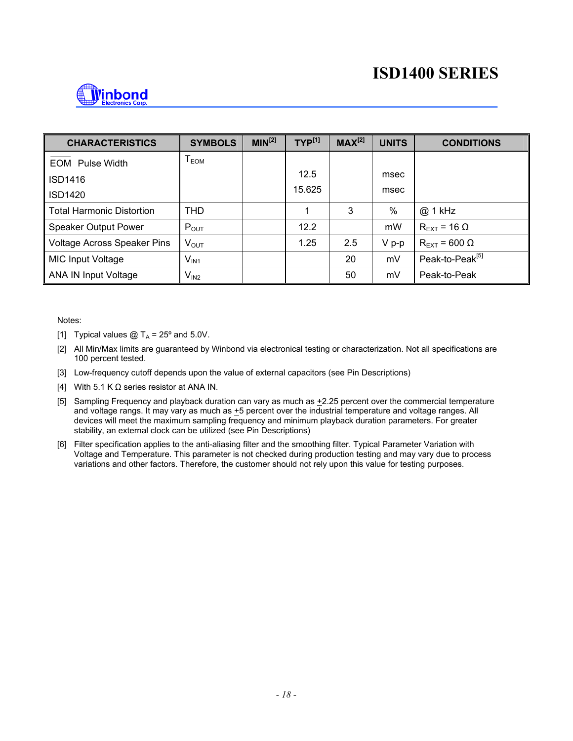| CHARACTERISTICS | SYMBOLS | MIN[2] | TYP[1] | MAX[2] | UNITS | CONDITIONS |
|---|---|---|---|---|---|---|
| $\overline{EOM}$ Pulse Width<br>ISD1416<br>ISD1420 | $T_{EOM}$ | | 12.5<br>15.625 | | msec<br>msec | |
| Total Harmonic Distortion | THD | | 1 | 3 | % | @ 1 kHz |
| Speaker Output Power | $P_{OUT}$ | | 12.2 | | mW | $R_{EXT}$ = 16 Ω |
| Voltage Across Speaker Pins | $V_{OUT}$ | | 1.25 | 2.5 | V p-p | $R_{EXT}$ = 600 Ω |
| MIC Input Voltage | $V_{IN1}$ | | | 20 | mV | Peak-to-Peak[5] |
| ANA IN Input Voltage | $V_{IN2}$ | | | 50 | mV | Peak-to-Peak |

Notes:

[1] Typical values @ $T_A$ = 25º and 5.0V.

[2] All Min/Max limits are guaranteed by Winbond via electronical testing or characterization. Not all specifications are 100 percent tested.

[3] Low-frequency cutoff depends upon the value of external capacitors (see Pin Descriptions)

[4] With 5.1 K Ω series resistor at ANA IN.

[5] Sampling Frequency and playback duration can vary as much as ±2.25 percent over the commercial temperature and voltage rangs. It may vary as much as ±5 percent over the industrial temperature and voltage ranges. All devices will meet the maximum sampling frequency and minimum playback duration parameters. For greater stability, an external clock can be utilized (see Pin Descriptions)

[6] Filter specification applies to the anti-aliasing filter and the smoothing filter. Typical Parameter Variation with Voltage and Temperature. This parameter is not checked during production testing and may vary due to process variations and other factors. Therefore, the customer should not rely upon this value for testing purposes.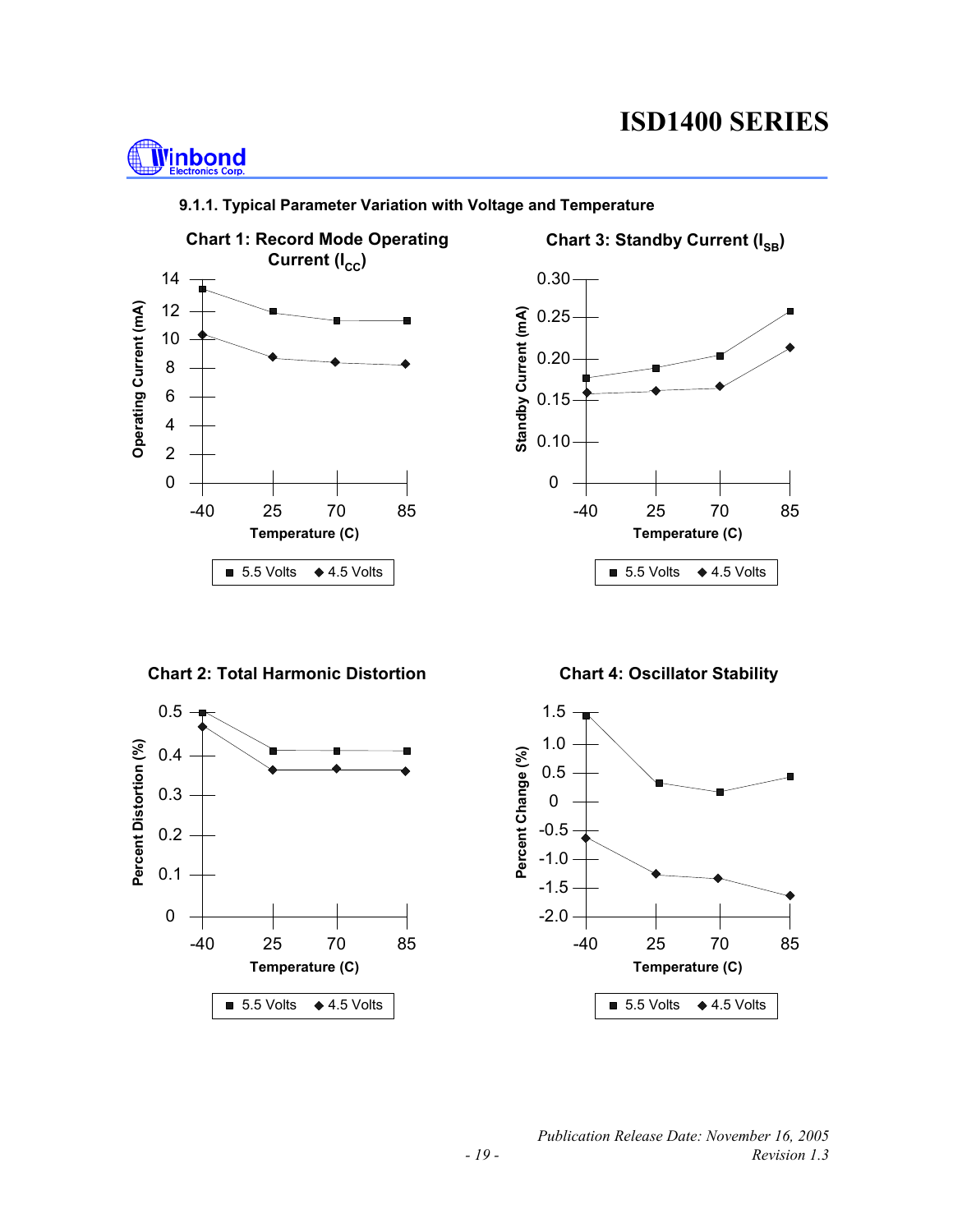### 9.1.1. Typical Parameter Variation with Voltage and Temperature

**Chart 1: Record Mode Operating Current ($I_{CC}$)**

Operating Current (mA)

14
12
10
8
6
4
2
0

-40 25 70 85

Temperature (C)

■ 5.5 Volts ◆ 4.5 Volts

**Chart 3: Standby Current ($I_{SB}$)**

Standby Current (mA)

0.30
0.25
0.20
0.15
0.10
0

-40 25 70 85

Temperature (C)

■ 5.5 Volts ◆ 4.5 Volts

**Chart 2: Total Harmonic Distortion**

Percent Distortion (%)

0.5
0.4
0.3
0.2
0.1
0

-40 25 70 85

Temperature (C)

■ 5.5 Volts ◆ 4.5 Volts

**Chart 4: Oscillator Stability**

Percent Change (%)

1.5
1.0
0.5
0
-0.5
-1.0
-1.5
-2.0

-40 25 70 85

Temperature (C)

■ 5.5 Volts ◆ 4.5 Volts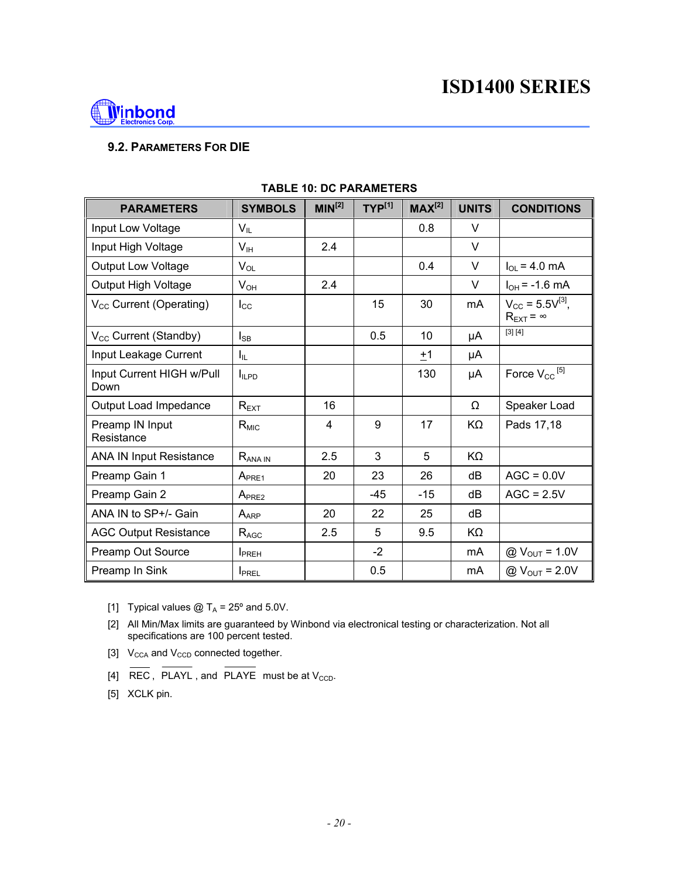## 9.2. PARAMETERS FOR DIE

**TABLE 10: DC PARAMETERS**

| PARAMETERS | SYMBOLS | MIN[2] | TYP[1] | MAX[2] | UNITS | CONDITIONS |
|---|---|---|---|---|---|---|
| Input Low Voltage | $V_{IL}$ | | | 0.8 | V | |
| Input High Voltage | $V_{IH}$ | 2.4 | | | V | |
| Output Low Voltage | $V_{OL}$ | | | 0.4 | V | $I_{OL}$ = 4.0 mA |
| Output High Voltage | $V_{OH}$ | 2.4 | | | V | $I_{OH}$ = -1.6 mA |
| $V_{CC}$ Current (Operating) | $I_{CC}$ | | 15 | 30 | mA | $V_{CC}$ = 5.5V[3], $R_{EXT} = \infty$ |
| $V_{CC}$ Current (Standby) | $I_{SB}$ | | 0.5 | 10 | μA | [3] [4] |
| Input Leakage Current | $I_{IL}$ | | | $\pm 1$ | μA | |
| Input Current HIGH w/Pull Down | $I_{ILPD}$ | | | 130 | μA | Force $V_{CC}$ [5] |
| Output Load Impedance | $R_{EXT}$ | 16 | | | Ω | Speaker Load |
| Preamp IN Input Resistance | $R_{MIC}$ | 4 | 9 | 17 | KΩ | Pads 17,18 |
| ANA IN Input Resistance | $R_{ANA\ IN}$ | 2.5 | 3 | 5 | KΩ | |
| Preamp Gain 1 | $A_{PRE1}$ | 20 | 23 | 26 | dB | AGC = 0.0V |
| Preamp Gain 2 | $A_{PRE2}$ | | -45 | -15 | dB | AGC = 2.5V |
| ANA IN to SP+/- Gain | $A_{ARP}$ | 20 | 22 | 25 | dB | |
| AGC Output Resistance | $R_{AGC}$ | 2.5 | 5 | 9.5 | KΩ | |
| Preamp Out Source | $I_{PREH}$ | | -2 | | mA | @ $V_{OUT}$ = 1.0V |
| Preamp In Sink | $I_{PREL}$ | | 0.5 | | mA | @ $V_{OUT}$ = 2.0V |

[1] Typical values @ $T_A$ = 25° and 5.0V.

[2] All Min/Max limits are guaranteed by Winbond via electronical testing or characterization. Not all specifications are 100 percent tested.

[3] $V_{CCA}$ and $V_{CCD}$ connected together.

[4] $\overline{REC}$, $\overline{PLAYL}$, and $\overline{PLAYE}$ must be at $V_{CCD}$.

[5] XCLK pin.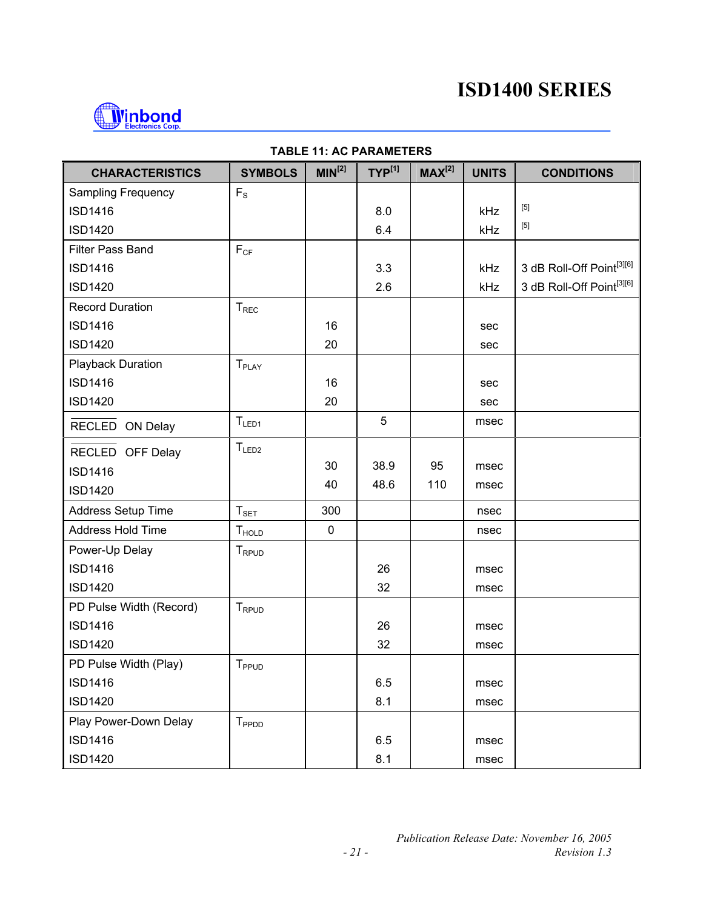**TABLE 11: AC PARAMETERS**

| CHARACTERISTICS | SYMBOLS | MIN[2] | TYP[1] | MAX[2] | UNITS | CONDITIONS |
|---|---|---|---|---|---|---|
| Sampling Frequency | $F_S$ | | | | | |
| ISD1416 | | | 8.0 | | kHz | [5] |
| ISD1420 | | | 6.4 | | kHz | [5] |
| Filter Pass Band | $F_{CF}$ | | | | | |
| ISD1416 | | | 3.3 | | kHz | 3 dB Roll-Off Point[3][6] |
| ISD1420 | | | 2.6 | | kHz | 3 dB Roll-Off Point[3][6] |
| Record Duration | $T_{REC}$ | | | | | |
| ISD1416 | | 16 | | | sec | |
| ISD1420 | | 20 | | | sec | |
| Playback Duration | $T_{PLAY}$ | | | | | |
| ISD1416 | | 16 | | | sec | |
| ISD1420 | | 20 | | | sec | |
| $\overline{\text{RECLED}}$ ON Delay | $T_{LED1}$ | | 5 | | msec | |
| $\overline{\text{RECLED}}$ OFF Delay | $T_{LED2}$ | | | | | |
| ISD1416 | | 30 | 38.9 | 95 | msec | |
| ISD1420 | | 40 | 48.6 | 110 | msec | |
| Address Setup Time | $T_{SET}$ | 300 | | | nsec | |
| Address Hold Time | $T_{HOLD}$ | 0 | | | nsec | |
| Power-Up Delay | $T_{RPUD}$ | | | | | |
| ISD1416 | | | 26 | | msec | |
| ISD1420 | | | 32 | | msec | |
| PD Pulse Width (Record) | $T_{RPUD}$ | | | | | |
| ISD1416 | | | 26 | | msec | |
| ISD1420 | | | 32 | | msec | |
| PD Pulse Width (Play) | $T_{PPUD}$ | | | | | |
| ISD1416 | | | 6.5 | | msec | |
| ISD1420 | | | 8.1 | | msec | |
| Play Power-Down Delay | $T_{PPDD}$ | | | | | |
| ISD1416 | | | 6.5 | | msec | |
| ISD1420 | | | 8.1 | | msec | |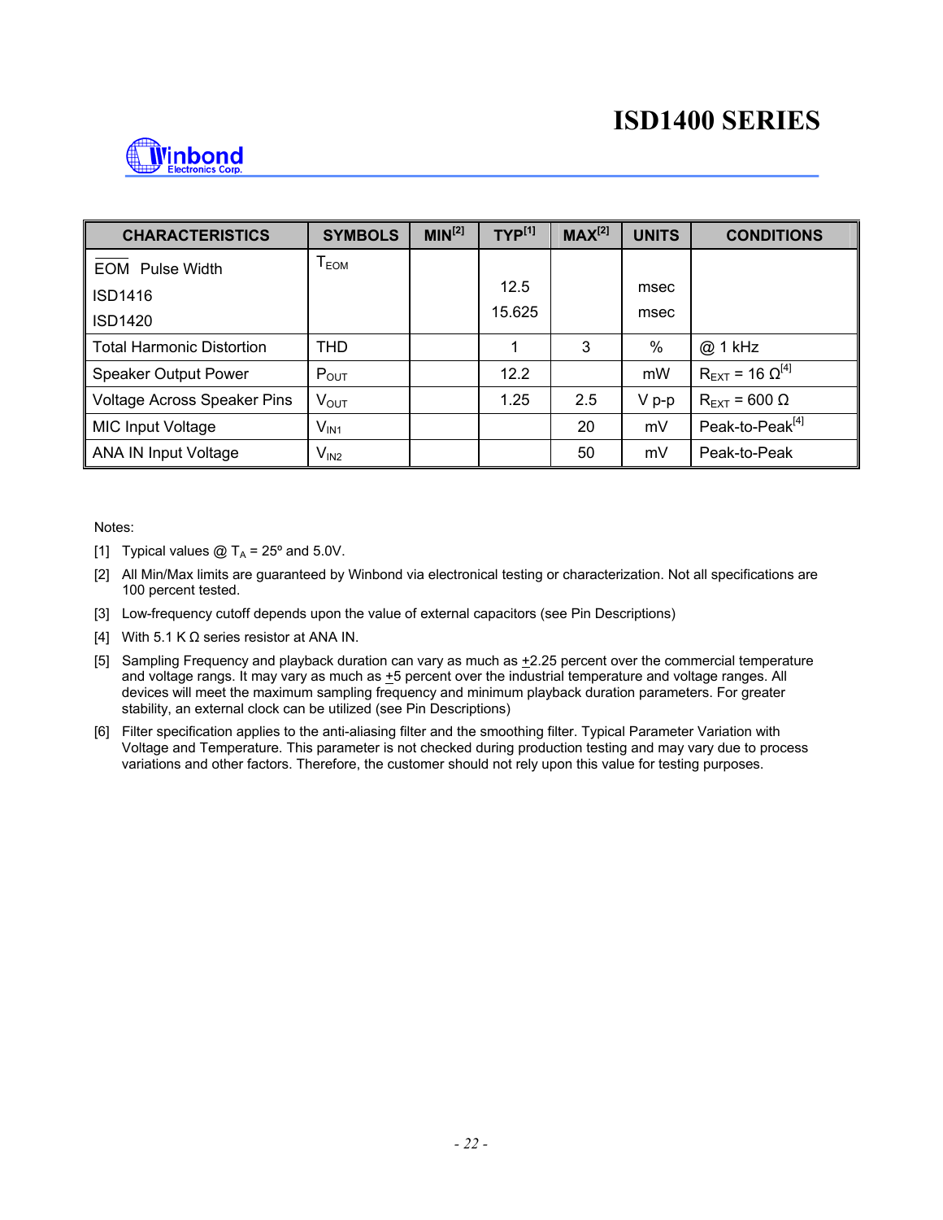| CHARACTERISTICS | SYMBOLS | MIN[2] | TYP[1] | MAX[2] | UNITS | CONDITIONS |
|---|---|---|---|---|---|---|
| $\overline{EOM}$ Pulse Width | $T_{EOM}$ | | | | | |
| ISD1416 | | | 12.5 | | msec | |
| ISD1420 | | | 15.625 | | msec | |
| Total Harmonic Distortion | THD | | 1 | 3 | % | @ 1 kHz |
| Speaker Output Power | $P_{OUT}$ | | 12.2 | | mW | $R_{EXT}$ = 16 Ω[4] |
| Voltage Across Speaker Pins | $V_{OUT}$ | | 1.25 | 2.5 | V p-p | $R_{EXT}$ = 600 Ω |
| MIC Input Voltage | $V_{IN1}$ | | | 20 | mV | Peak-to-Peak[4] |
| ANA IN Input Voltage | $V_{IN2}$ | | | 50 | mV | Peak-to-Peak |

Notes:

[1] Typical values @ $T_A$ = 25º and 5.0V.

[2] All Min/Max limits are guaranteed by Winbond via electronical testing or characterization. Not all specifications are 100 percent tested.

[3] Low-frequency cutoff depends upon the value of external capacitors (see Pin Descriptions)

[4] With 5.1 K Ω series resistor at ANA IN.

[5] Sampling Frequency and playback duration can vary as much as ±2.25 percent over the commercial temperature and voltage rangs. It may vary as much as ±5 percent over the industrial temperature and voltage ranges. All devices will meet the maximum sampling frequency and minimum playback duration parameters. For greater stability, an external clock can be utilized (see Pin Descriptions)

[6] Filter specification applies to the anti-aliasing filter and the smoothing filter. Typical Parameter Variation with Voltage and Temperature. This parameter is not checked during production testing and may vary due to process variations and other factors. Therefore, the customer should not rely upon this value for testing purposes.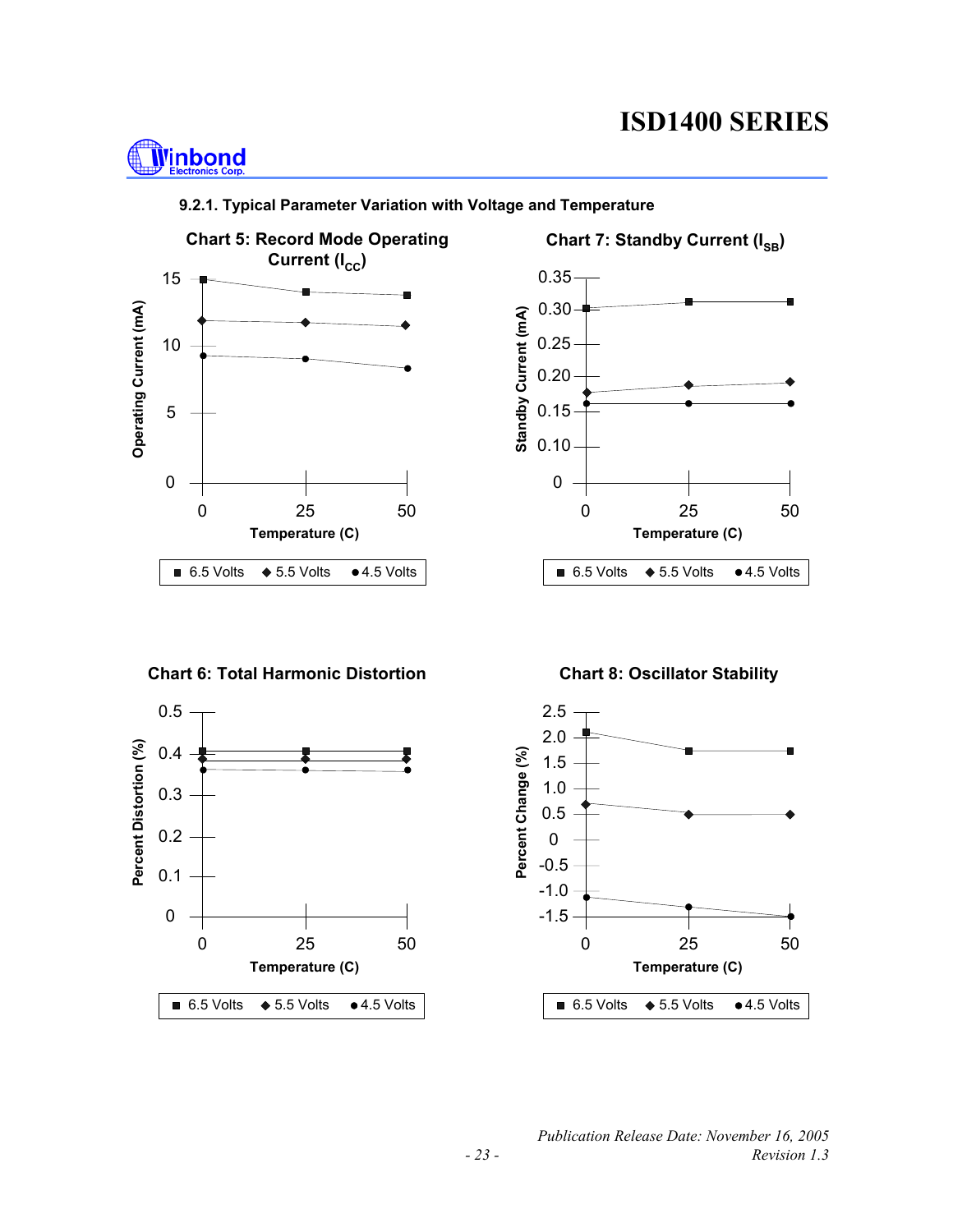### 9.2.1. Typical Parameter Variation with Voltage and Temperature

**Chart 5: Record Mode Operating Current ($I_{CC}$)**

Operating Current (mA) vs. Temperature (C)

■ 6.5 Volts ◆ 5.5 Volts ● 4.5 Volts

**Chart 7: Standby Current ($I_{SB}$)**

Standby Current (mA) vs. Temperature (C)

■ 6.5 Volts ◆ 5.5 Volts ● 4.5 Volts

**Chart 6: Total Harmonic Distortion**

Percent Distortion (%) vs. Temperature (C)

■ 6.5 Volts ◆ 5.5 Volts ● 4.5 Volts

**Chart 8: Oscillator Stability**

Percent Change (%) vs. Temperature (C)

■ 6.5 Volts ◆ 5.5 Volts ● 4.5 Volts

*Publication Release Date: November 16, 2005*
*Revision 1.3*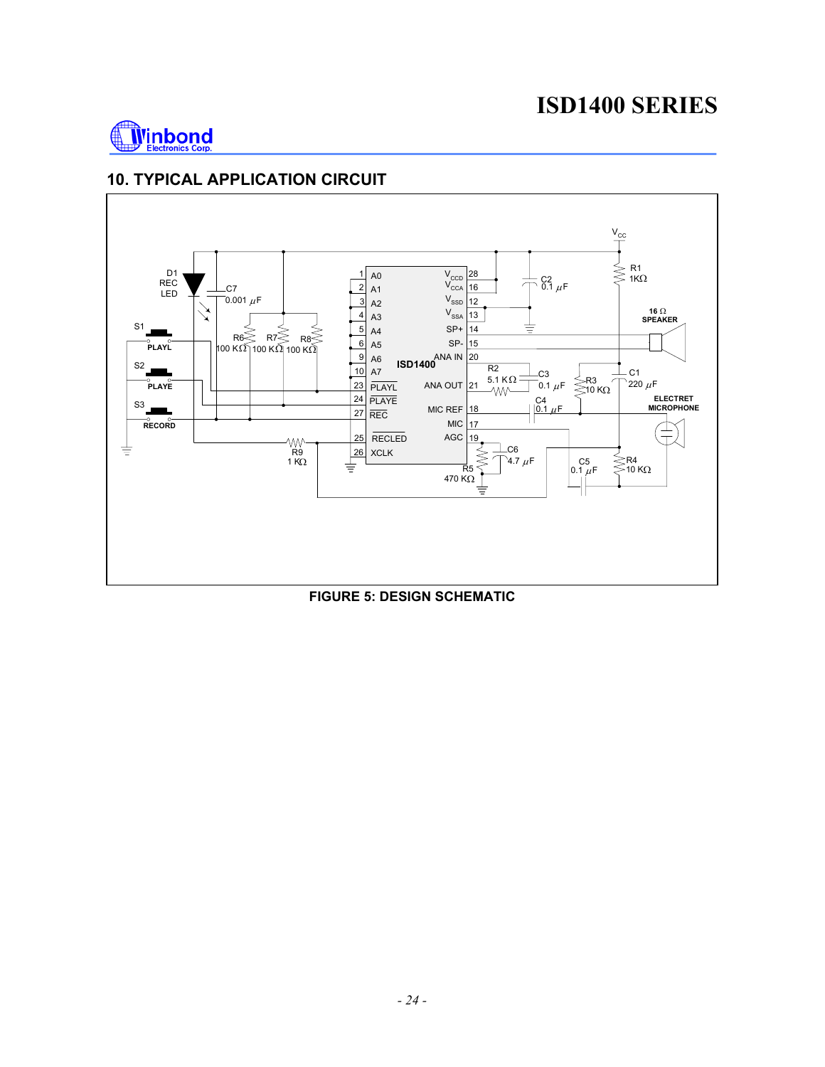## 10. TYPICAL APPLICATION CIRCUIT

**FIGURE 5: DESIGN SCHEMATIC**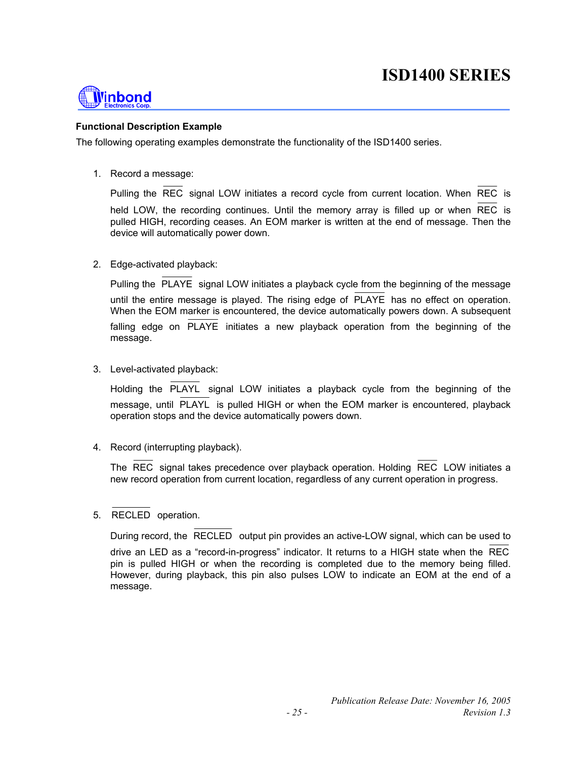### Functional Description Example

The following operating examples demonstrate the functionality of the ISD1400 series.

1. Record a message:

   Pulling the $\overline{\text{REC}}$ signal LOW initiates a record cycle from current location. When $\overline{\text{REC}}$ is held LOW, the recording continues. Until the memory array is filled up or when $\overline{\text{REC}}$ is pulled HIGH, recording ceases. An EOM marker is written at the end of message. Then the device will automatically power down.

2. Edge-activated playback:

   Pulling the $\overline{\text{PLAYE}}$ signal LOW initiates a playback cycle from the beginning of the message until the entire message is played. The rising edge of $\overline{\text{PLAYE}}$ has no effect on operation. When the EOM marker is encountered, the device automatically powers down. A subsequent falling edge on $\overline{\text{PLAYE}}$ initiates a new playback operation from the beginning of the message.

3. Level-activated playback:

   Holding the $\overline{\text{PLAYL}}$ signal LOW initiates a playback cycle from the beginning of the message, until $\overline{\text{PLAYL}}$ is pulled HIGH or when the EOM marker is encountered, playback operation stops and the device automatically powers down.

4. Record (interrupting playback).

   The $\overline{\text{REC}}$ signal takes precedence over playback operation. Holding $\overline{\text{REC}}$ LOW initiates a new record operation from current location, regardless of any current operation in progress.

5. $\overline{\text{RECLED}}$ operation.

   During record, the $\overline{\text{RECLED}}$ output pin provides an active-LOW signal, which can be used to drive an LED as a "record-in-progress" indicator. It returns to a HIGH state when the $\overline{\text{REC}}$ pin is pulled HIGH or when the recording is completed due to the memory being filled. However, during playback, this pin also pulses LOW to indicate an EOM at the end of a message.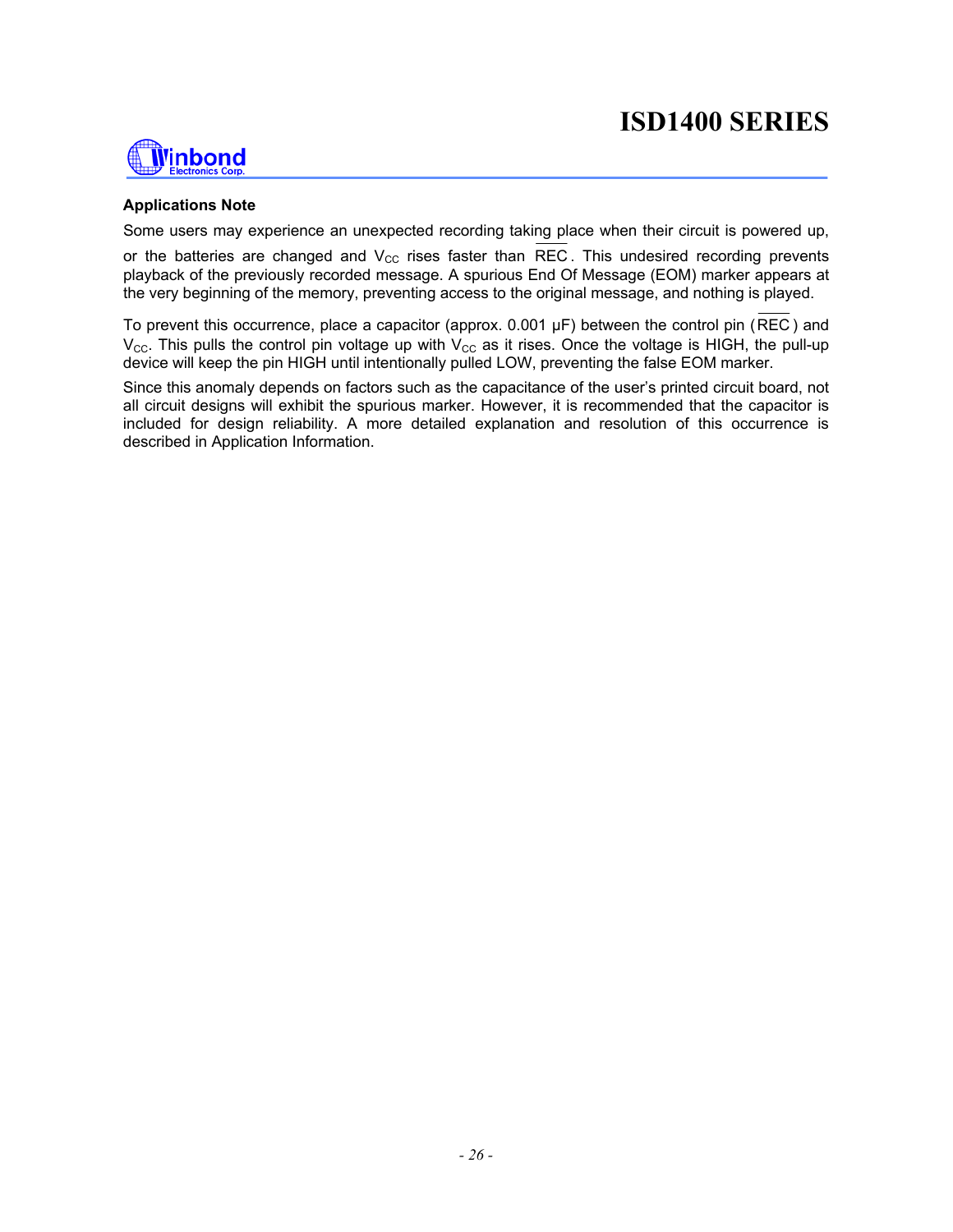**Applications Note**

Some users may experience an unexpected recording taking place when their circuit is powered up, or the batteries are changed and $V_{CC}$ rises faster than $\overline{REC}$. This undesired recording prevents playback of the previously recorded message. A spurious End Of Message (EOM) marker appears at the very beginning of the memory, preventing access to the original message, and nothing is played.

To prevent this occurrence, place a capacitor (approx. 0.001 µF) between the control pin ($\overline{REC}$) and $V_{CC}$. This pulls the control pin voltage up with $V_{CC}$ as it rises. Once the voltage is HIGH, the pull-up device will keep the pin HIGH until intentionally pulled LOW, preventing the false EOM marker.

Since this anomaly depends on factors such as the capacitance of the user's printed circuit board, not all circuit designs will exhibit the spurious marker. However, it is recommended that the capacitor is included for design reliability. A more detailed explanation and resolution of this occurrence is described in Application Information.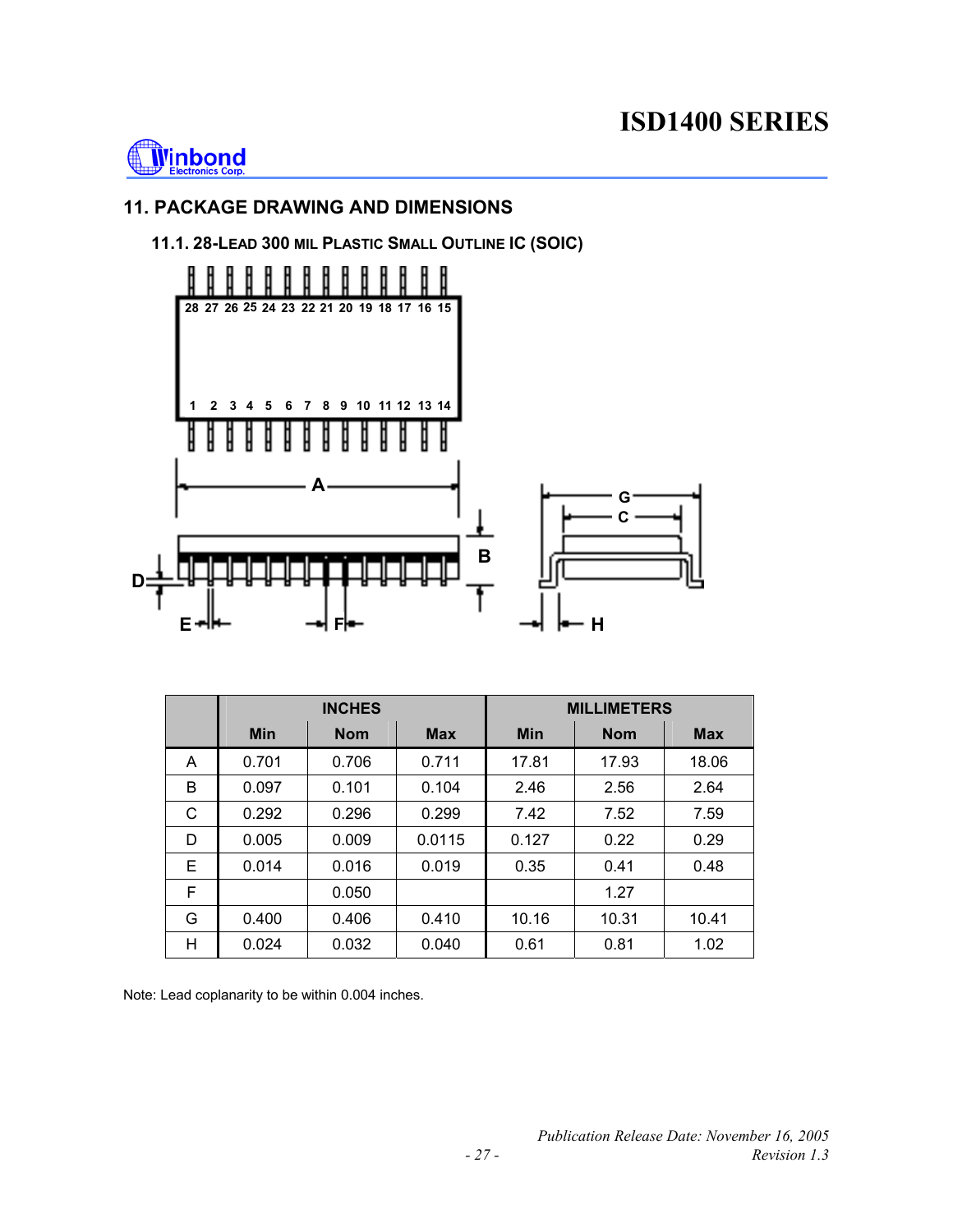## 11. PACKAGE DRAWING AND DIMENSIONS

### 11.1. 28-LEAD 300 MIL PLASTIC SMALL OUTLINE IC (SOIC)

| | INCHES | | | MILLIMETERS | | |
|---|---|---|---|---|---|---|
| | Min | Nom | Max | Min | Nom | Max |
| A | 0.701 | 0.706 | 0.711 | 17.81 | 17.93 | 18.06 |
| B | 0.097 | 0.101 | 0.104 | 2.46 | 2.56 | 2.64 |
| C | 0.292 | 0.296 | 0.299 | 7.42 | 7.52 | 7.59 |
| D | 0.005 | 0.009 | 0.0115 | 0.127 | 0.22 | 0.29 |
| E | 0.014 | 0.016 | 0.019 | 0.35 | 0.41 | 0.48 |
| F | | 0.050 | | | 1.27 | |
| G | 0.400 | 0.406 | 0.410 | 10.16 | 10.31 | 10.41 |
| H | 0.024 | 0.032 | 0.040 | 0.61 | 0.81 | 1.02 |

Note: Lead coplanarity to be within 0.004 inches.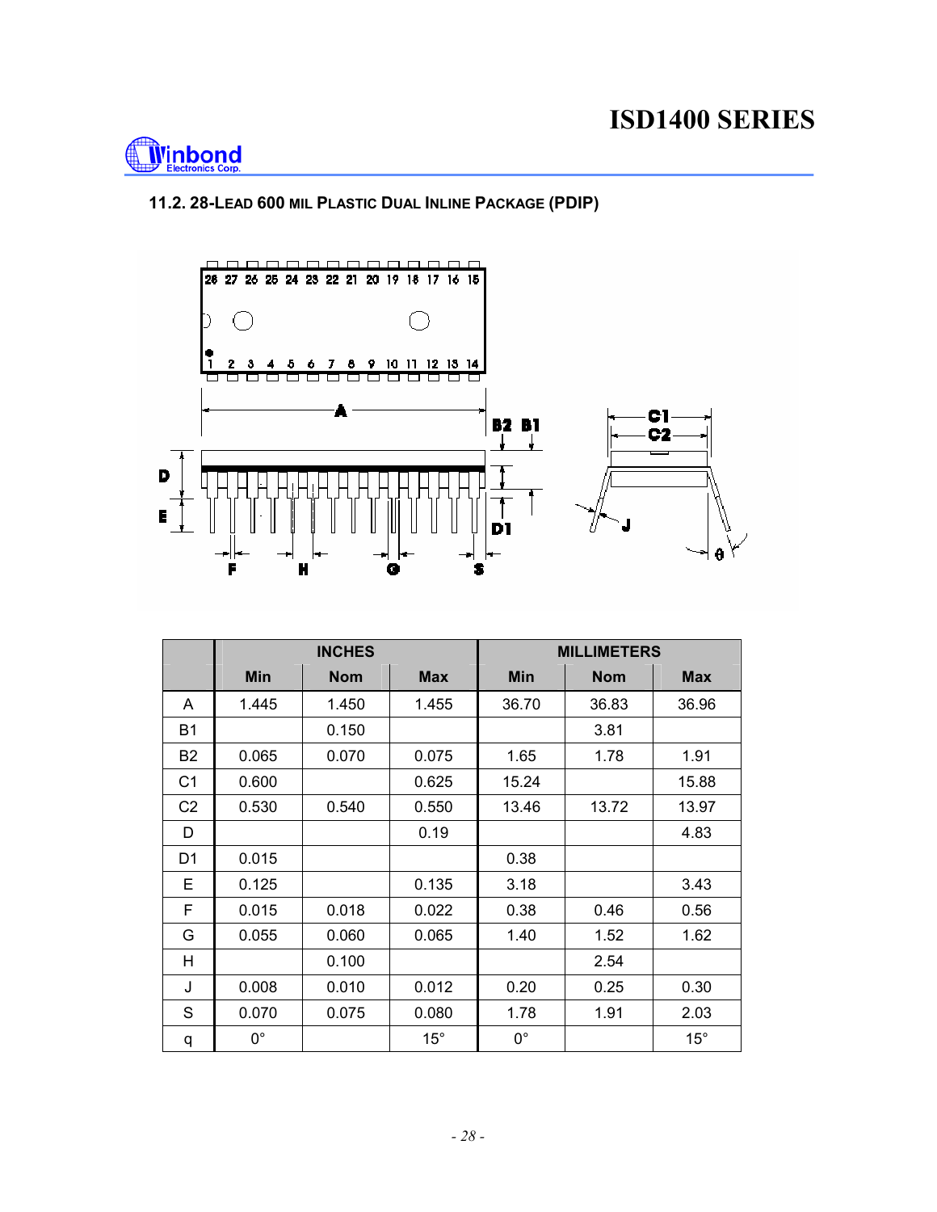### 11.2. 28-LEAD 600 MIL PLASTIC DUAL INLINE PACKAGE (PDIP)

| | INCHES | | | MILLIMETERS | | |
|---|---|---|---|---|---|---|
| | Min | Nom | Max | Min | Nom | Max |
| A | 1.445 | 1.450 | 1.455 | 36.70 | 36.83 | 36.96 |
| B1 | | 0.150 | | | 3.81 | |
| B2 | 0.065 | 0.070 | 0.075 | 1.65 | 1.78 | 1.91 |
| C1 | 0.600 | | 0.625 | 15.24 | | 15.88 |
| C2 | 0.530 | 0.540 | 0.550 | 13.46 | 13.72 | 13.97 |
| D | | | 0.19 | | | 4.83 |
| D1 | 0.015 | | | 0.38 | | |
| E | 0.125 | | 0.135 | 3.18 | | 3.43 |
| F | 0.015 | 0.018 | 0.022 | 0.38 | 0.46 | 0.56 |
| G | 0.055 | 0.060 | 0.065 | 1.40 | 1.52 | 1.62 |
| H | | 0.100 | | | 2.54 | |
| J | 0.008 | 0.010 | 0.012 | 0.20 | 0.25 | 0.30 |
| S | 0.070 | 0.075 | 0.080 | 1.78 | 1.91 | 2.03 |
| q | 0° | | 15° | 0° | | 15° |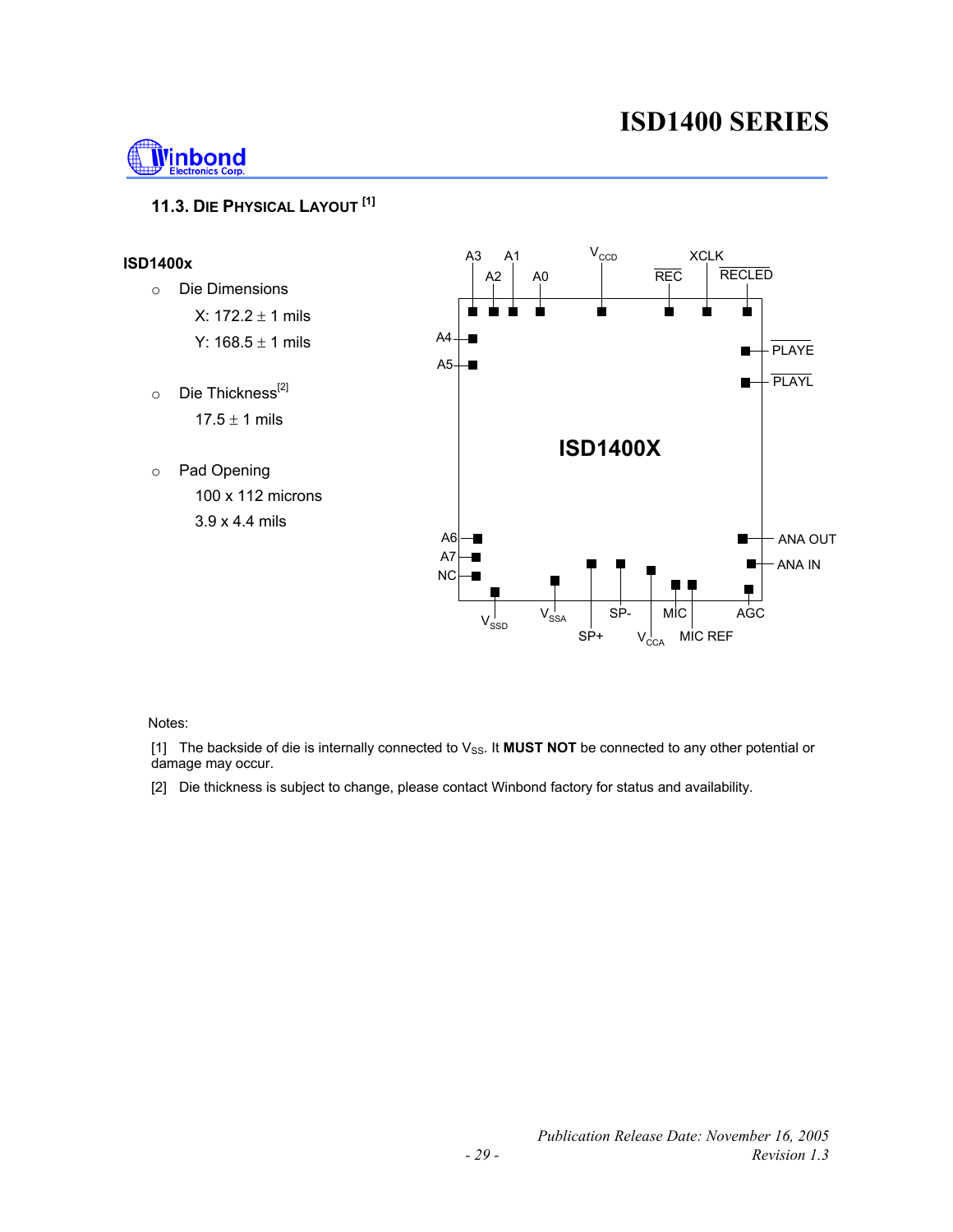## 11.3. DIE PHYSICAL LAYOUT [1]

**ISD1400x**

- Die Dimensions

  X: 172.2 ± 1 mils

  Y: 168.5 ± 1 mils

- Die Thickness[2]

  17.5 ± 1 mils

- Pad Opening

  100 x 112 microns

  3.9 x 4.4 mils

A3 A1 $V_{CCD}$ XCLK
A2 A0 REC RECLED

A4
A5

PLAYE
PLAYL

**ISD1400X**

A6
A7
NC

ANA OUT
ANA IN

$V_{SSD}$ $V_{SSA}$ SP- MIC AGC
SP+ $V_{CCA}$ MIC REF

Notes:

[1] The backside of die is internally connected to $V_{SS}$. It **MUST NOT** be connected to any other potential or damage may occur.

[2] Die thickness is subject to change, please contact Winbond factory for status and availability.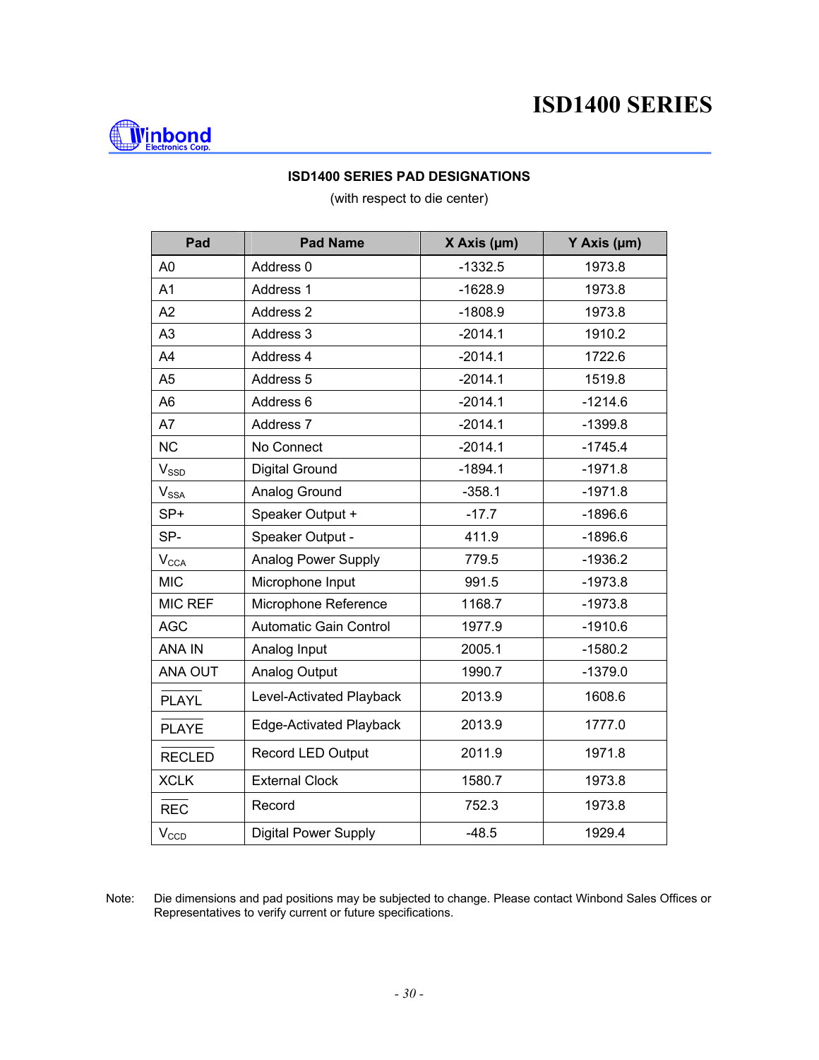## ISD1400 SERIES PAD DESIGNATIONS

(with respect to die center)

| Pad | Pad Name | X Axis (µm) | Y Axis (µm) |
|---|---|---|---|
| A0 | Address 0 | -1332.5 | 1973.8 |
| A1 | Address 1 | -1628.9 | 1973.8 |
| A2 | Address 2 | -1808.9 | 1973.8 |
| A3 | Address 3 | -2014.1 | 1910.2 |
| A4 | Address 4 | -2014.1 | 1722.6 |
| A5 | Address 5 | -2014.1 | 1519.8 |
| A6 | Address 6 | -2014.1 | -1214.6 |
| A7 | Address 7 | -2014.1 | -1399.8 |
| NC | No Connect | -2014.1 | -1745.4 |
| $V_{SSD}$ | Digital Ground | -1894.1 | -1971.8 |
| $V_{SSA}$ | Analog Ground | -358.1 | -1971.8 |
| SP+ | Speaker Output + | -17.7 | -1896.6 |
| SP- | Speaker Output - | 411.9 | -1896.6 |
| $V_{CCA}$ | Analog Power Supply | 779.5 | -1936.2 |
| MIC | Microphone Input | 991.5 | -1973.8 |
| MIC REF | Microphone Reference | 1168.7 | -1973.8 |
| AGC | Automatic Gain Control | 1977.9 | -1910.6 |
| ANA IN | Analog Input | 2005.1 | -1580.2 |
| ANA OUT | Analog Output | 1990.7 | -1379.0 |
| $\overline{\text{PLAYL}}$ | Level-Activated Playback | 2013.9 | 1608.6 |
| $\overline{\text{PLAYE}}$ | Edge-Activated Playback | 2013.9 | 1777.0 |
| $\overline{\text{RECLED}}$ | Record LED Output | 2011.9 | 1971.8 |
| XCLK | External Clock | 1580.7 | 1973.8 |
| $\overline{\text{REC}}$ | Record | 752.3 | 1973.8 |
| $V_{CCD}$ | Digital Power Supply | -48.5 | 1929.4 |

Note: Die dimensions and pad positions may be subjected to change. Please contact Winbond Sales Offices or Representatives to verify current or future specifications.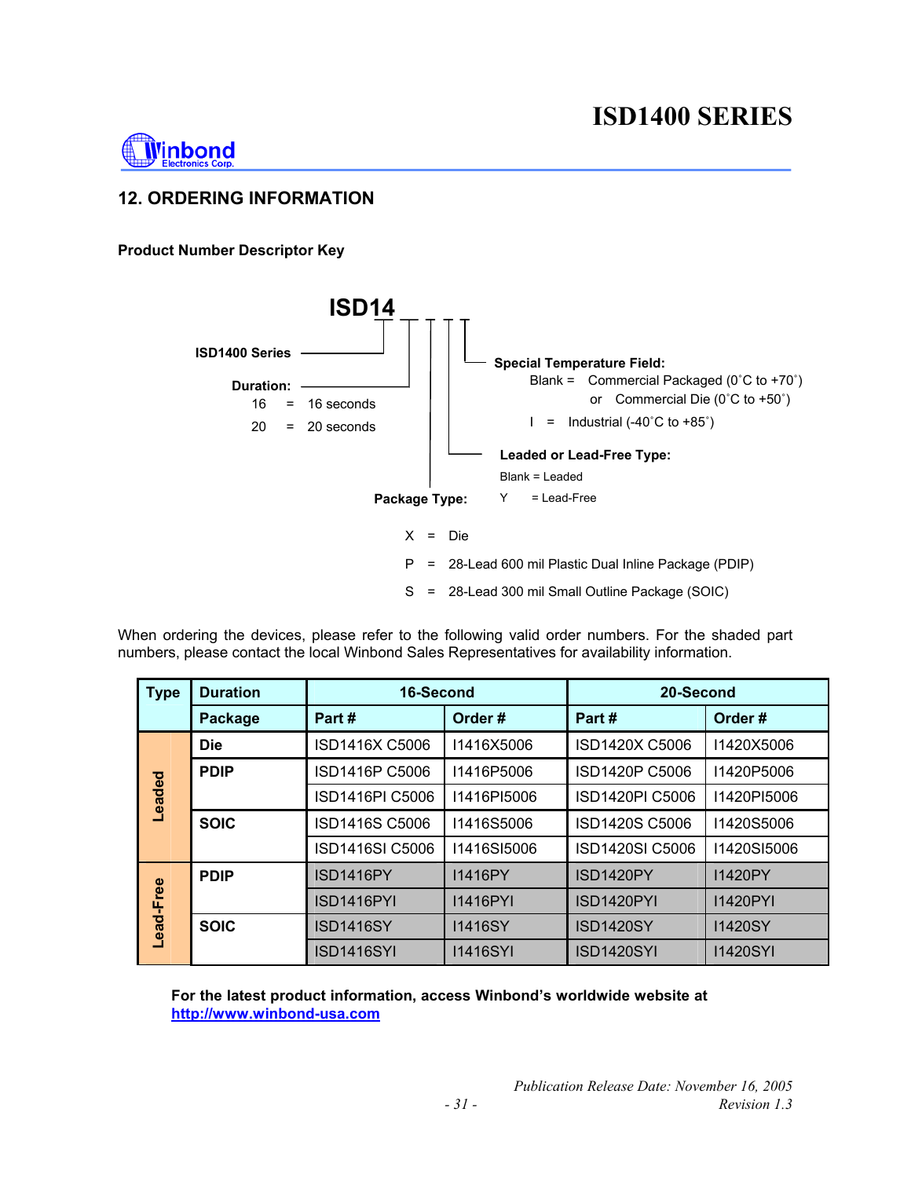## 12. ORDERING INFORMATION

**Product Number Descriptor Key**

**ISD14** _ _ _ _

**ISD1400 Series**

**Duration:**
- 16 = 16 seconds
- 20 = 20 seconds

**Package Type:**
- X = Die
- P = 28-Lead 600 mil Plastic Dual Inline Package (PDIP)
- S = 28-Lead 300 mil Small Outline Package (SOIC)

**Leaded or Lead-Free Type:**
- Blank = Leaded
- Y = Lead-Free

**Special Temperature Field:**
- Blank = Commercial Packaged (0˚C to +70˚) or Commercial Die (0˚C to +50˚)
- I = Industrial (-40˚C to +85˚)

When ordering the devices, please refer to the following valid order numbers. For the shaded part numbers, please contact the local Winbond Sales Representatives for availability information.

| Type | Duration | 16-Second | | 20-Second | |
|---|---|---|---|---|---|
| | Package | Part # | Order # | Part # | Order # |
| Leaded | Die | ISD1416X C5006 | I1416X5006 | ISD1420X C5006 | I1420X5006 |
| | PDIP | ISD1416P C5006 | I1416P5006 | ISD1420P C5006 | I1420P5006 |
| | | ISD1416PI C5006 | I1416PI5006 | ISD1420PI C5006 | I1420PI5006 |
| | SOIC | ISD1416S C5006 | I1416S5006 | ISD1420S C5006 | I1420S5006 |
| | | ISD1416SI C5006 | I1416SI5006 | ISD1420SI C5006 | I1420SI5006 |
| Lead-Free | PDIP | ISD1416PY | I1416PY | ISD1420PY | I1420PY |
| | | ISD1416PYI | I1416PYI | ISD1420PYI | I1420PYI |
| | SOIC | ISD1416SY | I1416SY | ISD1420SY | I1420SY |
| | | ISD1416SYI | I1416SYI | ISD1420SYI | I1420SYI |

**For the latest product information, access Winbond's worldwide website at [http://www.winbond-usa.com](http://www.winbond-usa.com)**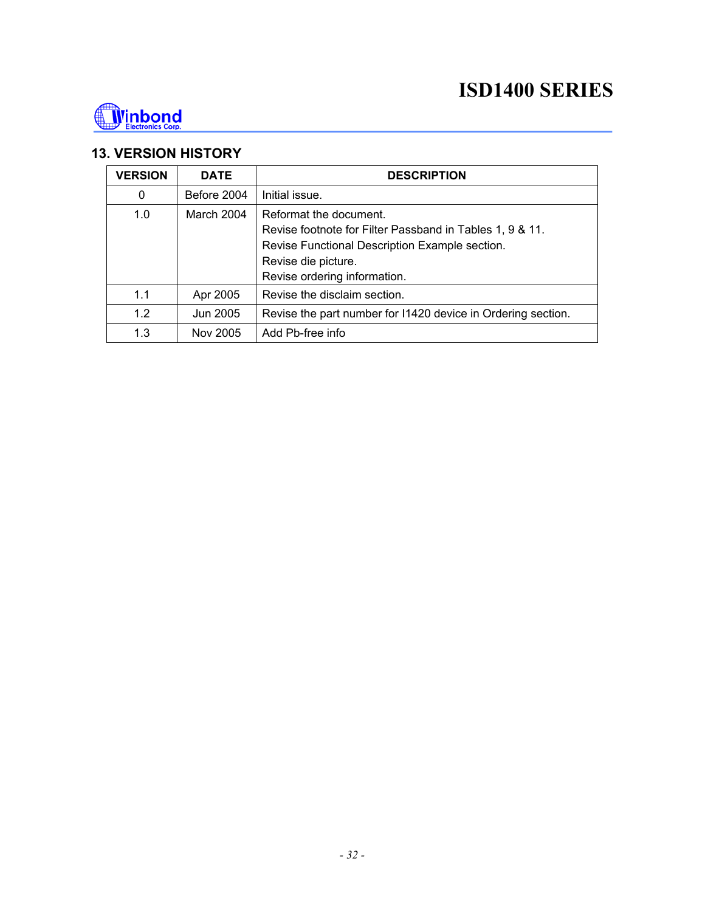## 13. VERSION HISTORY

| VERSION | DATE | DESCRIPTION |
|---|---|---|
| 0 | Before 2004 | Initial issue. |
| 1.0 | March 2004 | Reformat the document.<br>Revise footnote for Filter Passband in Tables 1, 9 & 11.<br>Revise Functional Description Example section.<br>Revise die picture.<br>Revise ordering information. |
| 1.1 | Apr 2005 | Revise the disclaim section. |
| 1.2 | Jun 2005 | Revise the part number for I1420 device in Ordering section. |
| 1.3 | Nov 2005 | Add Pb-free info |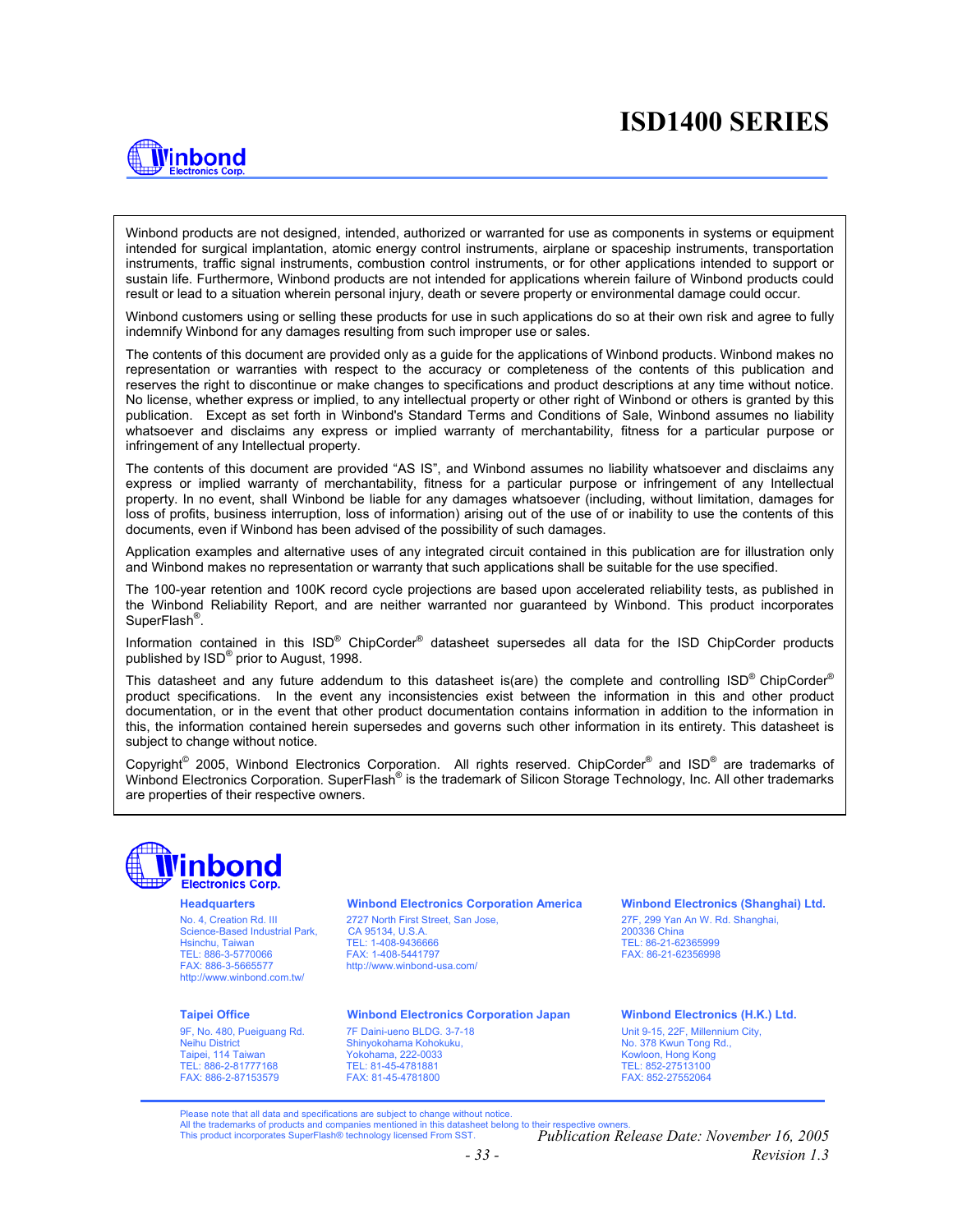Winbond products are not designed, intended, authorized or warranted for use as components in systems or equipment intended for surgical implantation, atomic energy control instruments, airplane or spaceship instruments, transportation instruments, traffic signal instruments, combustion control instruments, or for other applications intended to support or sustain life. Furthermore, Winbond products are not intended for applications wherein failure of Winbond products could result or lead to a situation wherein personal injury, death or severe property or environmental damage could occur.

Winbond customers using or selling these products for use in such applications do so at their own risk and agree to fully indemnify Winbond for any damages resulting from such improper use or sales.

The contents of this document are provided only as a guide for the applications of Winbond products. Winbond makes no representation or warranties with respect to the accuracy or completeness of the contents of this publication and reserves the right to discontinue or make changes to specifications and product descriptions at any time without notice. No license, whether express or implied, to any intellectual property or other right of Winbond or others is granted by this publication. Except as set forth in Winbond's Standard Terms and Conditions of Sale, Winbond assumes no liability whatsoever and disclaims any express or implied warranty of merchantability, fitness for a particular purpose or infringement of any Intellectual property.

The contents of this document are provided "AS IS", and Winbond assumes no liability whatsoever and disclaims any express or implied warranty of merchantability, fitness for a particular purpose or infringement of any Intellectual property. In no event, shall Winbond be liable for any damages whatsoever (including, without limitation, damages for loss of profits, business interruption, loss of information) arising out of the use of or inability to use the contents of this documents, even if Winbond has been advised of the possibility of such damages.

Application examples and alternative uses of any integrated circuit contained in this publication are for illustration only and Winbond makes no representation or warranty that such applications shall be suitable for the use specified.

The 100-year retention and 100K record cycle projections are based upon accelerated reliability tests, as published in the Winbond Reliability Report, and are neither warranted nor guaranteed by Winbond. This product incorporates SuperFlash®.

Information contained in this ISD® ChipCorder® datasheet supersedes all data for the ISD ChipCorder products published by ISD® prior to August, 1998.

This datasheet and any future addendum to this datasheet is(are) the complete and controlling ISD® ChipCorder® product specifications. In the event any inconsistencies exist between the information in this and other product documentation, or in the event that other product documentation contains information in addition to the information in this, the information contained herein supersedes and governs such other information in its entirety. This datasheet is subject to change without notice.

Copyright© 2005, Winbond Electronics Corporation. All rights reserved. ChipCorder® and ISD® are trademarks of Winbond Electronics Corporation. SuperFlash® is the trademark of Silicon Storage Technology, Inc. All other trademarks are properties of their respective owners.

**Winbond Electronics Corp.**

**Headquarters**
No. 4, Creation Rd. III
Science-Based Industrial Park,
Hsinchu, Taiwan
TEL: 886-3-5770066
FAX: 886-3-5665577
http://www.winbond.com.tw/

**Winbond Electronics Corporation America**
2727 North First Street, San Jose,
CA 95134, U.S.A.
TEL: 1-408-9436666
FAX: 1-408-5441797
http://www.winbond-usa.com/

**Winbond Electronics (Shanghai) Ltd.**
27F, 299 Yan An W. Rd. Shanghai,
200336 China
TEL: 86-21-62365999
FAX: 86-21-62356998

**Taipei Office**
9F, No. 480, Pueiguang Rd.
Neihu District
Taipei, 114 Taiwan
TEL: 886-2-81777168
FAX: 886-2-87153579

**Winbond Electronics Corporation Japan**
7F Daini-ueno BLDG. 3-7-18
Shinyokohama Kohokuku,
Yokohama, 222-0033
TEL: 81-45-4781881
FAX: 81-45-4781800

**Winbond Electronics (H.K.) Ltd.**
Unit 9-15, 22F, Millennium City,
No. 378 Kwun Tong Rd.,
Kowloon, Hong Kong
TEL: 852-27513100
FAX: 852-27552064

Please note that all data and specifications are subject to change without notice.
All the trademarks of products and companies mentioned in this datasheet belong to their respective owners.
This product incorporates SuperFlash® technology licensed From SST.

*Publication Release Date: November 16, 2005*
*Revision 1.3*